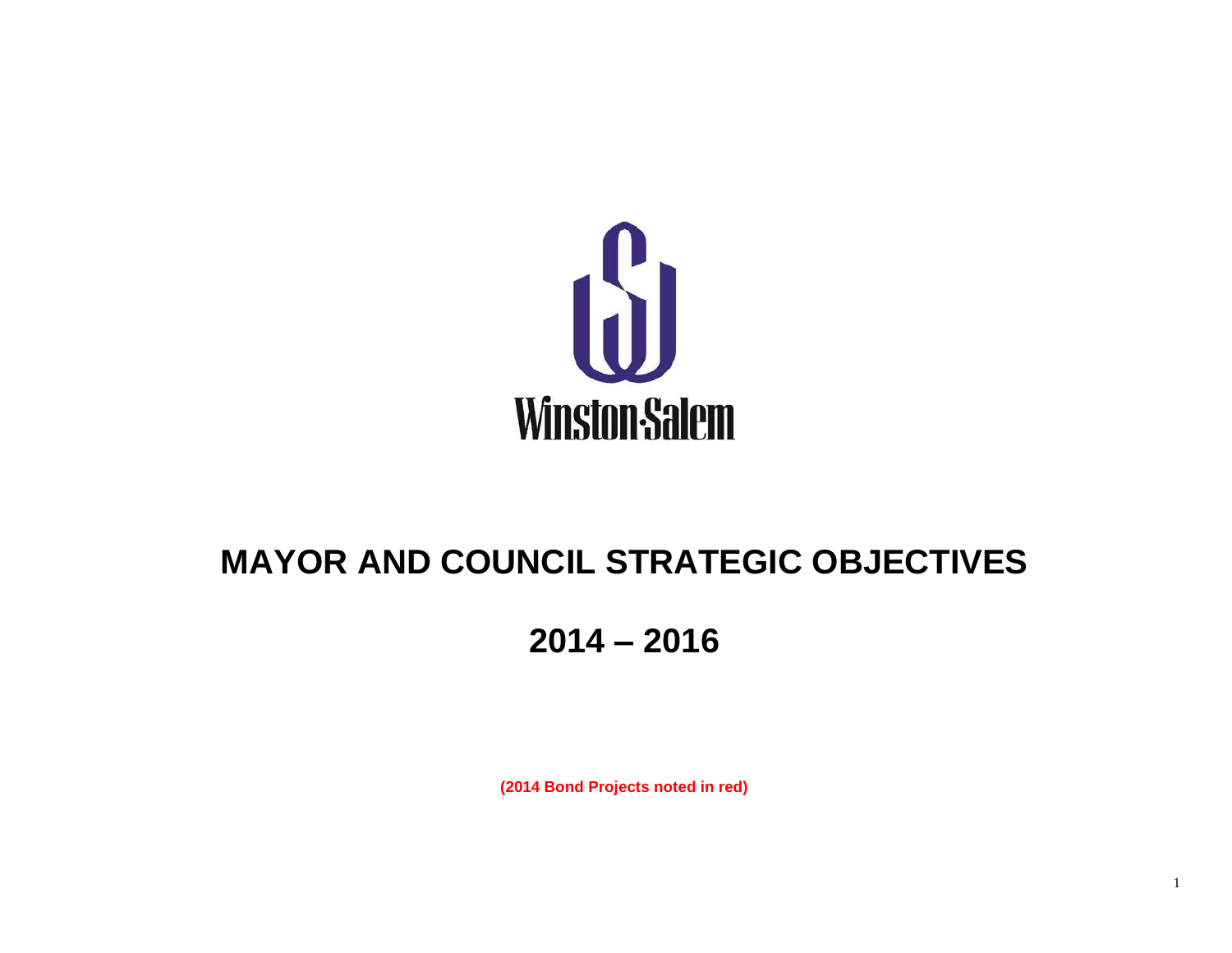Winston-Salem

# MAYOR AND COUNCIL STRATEGIC OBJECTIVES

# 2014 – 2016

**(2014 Bond Projects noted in red)**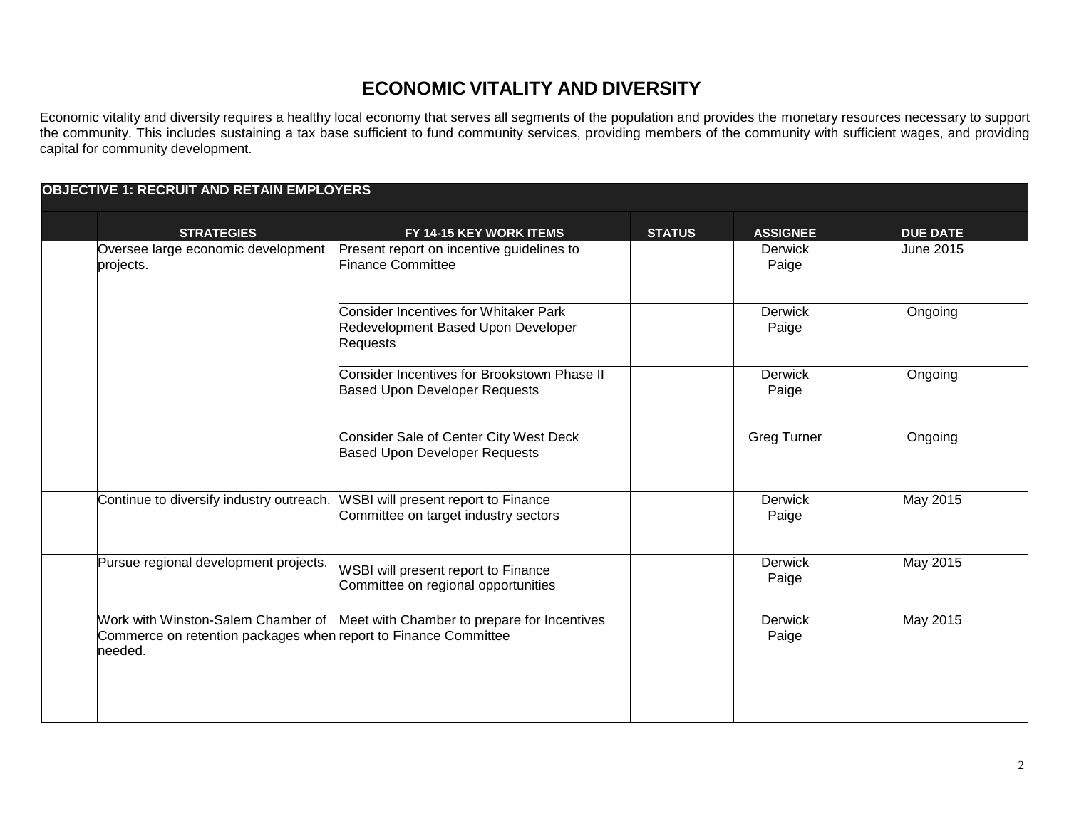# ECONOMIC VITALITY AND DIVERSITY

Economic vitality and diversity requires a healthy local economy that serves all segments of the population and provides the monetary resources necessary to support the community. This includes sustaining a tax base sufficient to fund community services, providing members of the community with sufficient wages, and providing capital for community development.

**OBJECTIVE 1: RECRUIT AND RETAIN EMPLOYERS**

| | STRATEGIES | FY 14-15 KEY WORK ITEMS | STATUS | ASSIGNEE | DUE DATE |
|---|---|---|---|---|---|
| | Oversee large economic development projects. | Present report on incentive guidelines to Finance Committee | | Derwick Paige | June 2015 |
| | | Consider Incentives for Whitaker Park Redevelopment Based Upon Developer Requests | | Derwick Paige | Ongoing |
| | | Consider Incentives for Brookstown Phase II Based Upon Developer Requests | | Derwick Paige | Ongoing |
| | | Consider Sale of Center City West Deck Based Upon Developer Requests | | Greg Turner | Ongoing |
| | Continue to diversify industry outreach. | WSBI will present report to Finance Committee on target industry sectors | | Derwick Paige | May 2015 |
| | Pursue regional development projects. | WSBI will present report to Finance Committee on regional opportunities | | Derwick Paige | May 2015 |
| | Work with Winston-Salem Chamber of Commerce on retention packages when needed. | Meet with Chamber to prepare for Incentives report to Finance Committee | | Derwick Paige | May 2015 |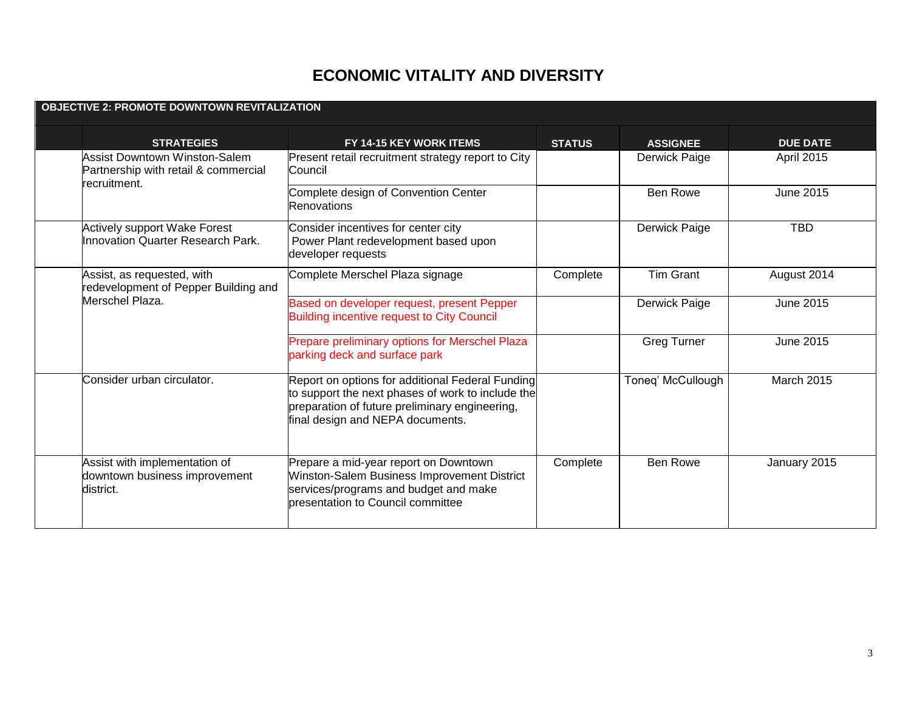# ECONOMIC VITALITY AND DIVERSITY

**OBJECTIVE 2: PROMOTE DOWNTOWN REVITALIZATION**

| STRATEGIES | FY 14-15 KEY WORK ITEMS | STATUS | ASSIGNEE | DUE DATE |
|---|---|---|---|---|
| Assist Downtown Winston-Salem Partnership with retail & commercial recruitment. | Present retail recruitment strategy report to City Council | | Derwick Paige | April 2015 |
| | Complete design of Convention Center Renovations | | Ben Rowe | June 2015 |
| Actively support Wake Forest Innovation Quarter Research Park. | Consider incentives for center city Power Plant redevelopment based upon developer requests | | Derwick Paige | TBD |
| Assist, as requested, with redevelopment of Pepper Building and Merschel Plaza. | Complete Merschel Plaza signage | Complete | Tim Grant | August 2014 |
| | Based on developer request, present Pepper Building incentive request to City Council | | Derwick Paige | June 2015 |
| | Prepare preliminary options for Merschel Plaza parking deck and surface park | | Greg Turner | June 2015 |
| Consider urban circulator. | Report on options for additional Federal Funding to support the next phases of work to include the preparation of future preliminary engineering, final design and NEPA documents. | | Toneq' McCullough | March 2015 |
| Assist with implementation of downtown business improvement district. | Prepare a mid-year report on Downtown Winston-Salem Business Improvement District services/programs and budget and make presentation to Council committee | Complete | Ben Rowe | January 2015 |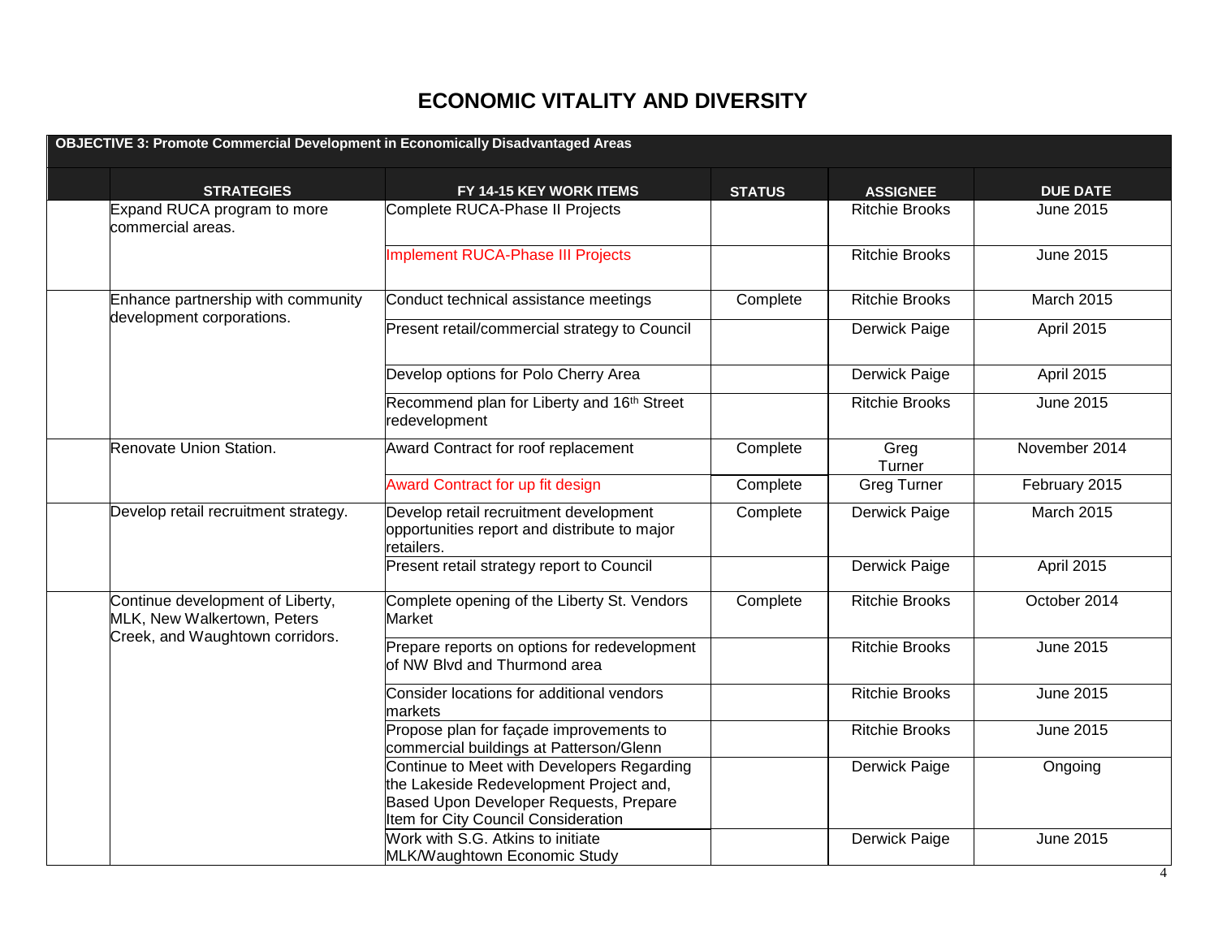# ECONOMIC VITALITY AND DIVERSITY

| OBJECTIVE 3: Promote Commercial Development in Economically Disadvantaged Areas | | | | |
|---|---|---|---|---|
| **STRATEGIES** | **FY 14-15 KEY WORK ITEMS** | **STATUS** | **ASSIGNEE** | **DUE DATE** |
| Expand RUCA program to more commercial areas. | Complete RUCA-Phase II Projects | | Ritchie Brooks | June 2015 |
| | Implement RUCA-Phase III Projects | | Ritchie Brooks | June 2015 |
| Enhance partnership with community development corporations. | Conduct technical assistance meetings | Complete | Ritchie Brooks | March 2015 |
| | Present retail/commercial strategy to Council | | Derwick Paige | April 2015 |
| | Develop options for Polo Cherry Area | | Derwick Paige | April 2015 |
| | Recommend plan for Liberty and 16th Street redevelopment | | Ritchie Brooks | June 2015 |
| Renovate Union Station. | Award Contract for roof replacement | Complete | Greg Turner | November 2014 |
| | Award Contract for up fit design | Complete | Greg Turner | February 2015 |
| Develop retail recruitment strategy. | Develop retail recruitment development opportunities report and distribute to major retailers. | Complete | Derwick Paige | March 2015 |
| | Present retail strategy report to Council | | Derwick Paige | April 2015 |
| Continue development of Liberty, MLK, New Walkertown, Peters Creek, and Waughtown corridors. | Complete opening of the Liberty St. Vendors Market | Complete | Ritchie Brooks | October 2014 |
| | Prepare reports on options for redevelopment of NW Blvd and Thurmond area | | Ritchie Brooks | June 2015 |
| | Consider locations for additional vendors markets | | Ritchie Brooks | June 2015 |
| | Propose plan for façade improvements to commercial buildings at Patterson/Glenn | | Ritchie Brooks | June 2015 |
| | Continue to Meet with Developers Regarding the Lakeside Redevelopment Project and, Based Upon Developer Requests, Prepare Item for City Council Consideration | | Derwick Paige | Ongoing |
| | Work with S.G. Atkins to initiate MLK/Waughtown Economic Study | | Derwick Paige | June 2015 |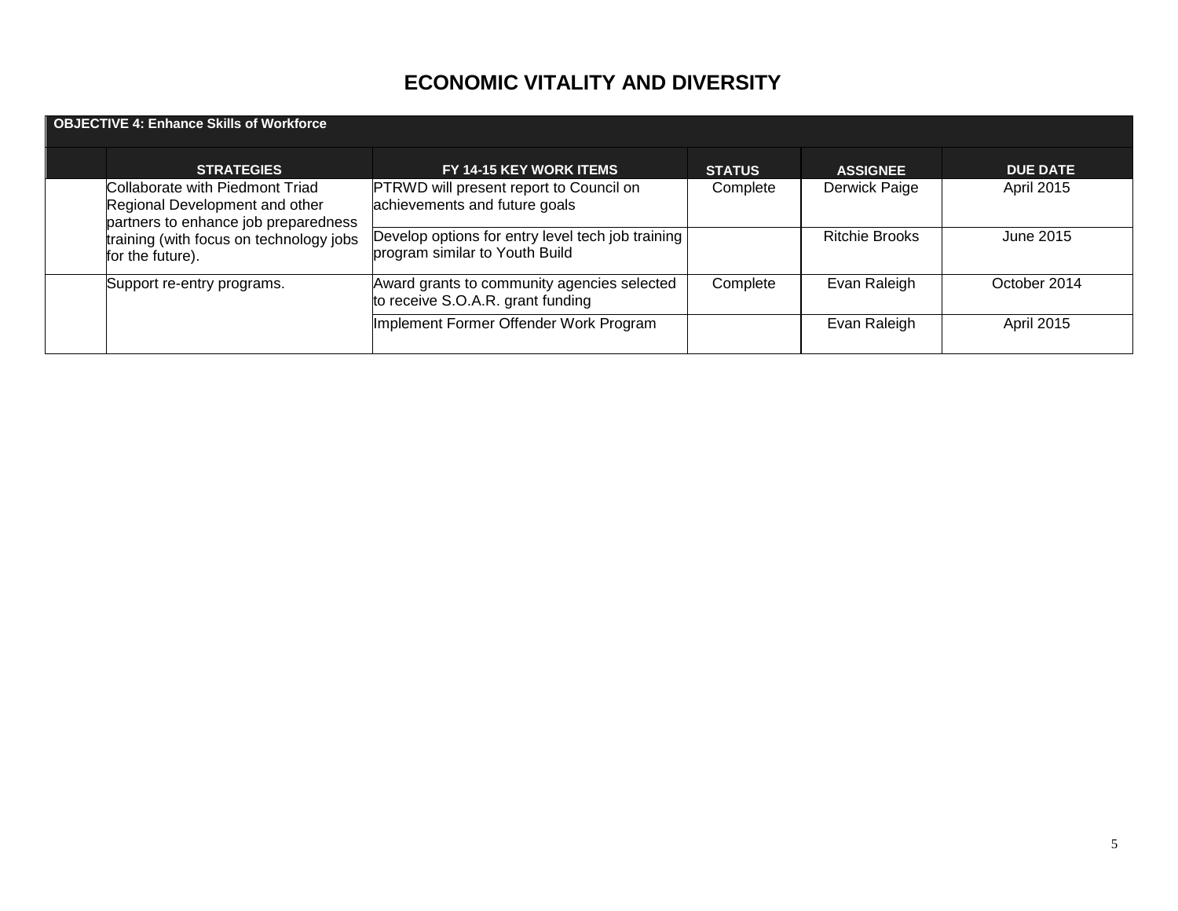# ECONOMIC VITALITY AND DIVERSITY

| OBJECTIVE 4: Enhance Skills of Workforce | | | | | |
|---|---|---|---|---|---|
| | **STRATEGIES** | **FY 14-15 KEY WORK ITEMS** | **STATUS** | **ASSIGNEE** | **DUE DATE** |
| | Collaborate with Piedmont Triad Regional Development and other partners to enhance job preparedness training (with focus on technology jobs for the future). | PTRWD will present report to Council on achievements and future goals | Complete | Derwick Paige | April 2015 |
| | | Develop options for entry level tech job training program similar to Youth Build | | Ritchie Brooks | June 2015 |
| | Support re-entry programs. | Award grants to community agencies selected to receive S.O.A.R. grant funding | Complete | Evan Raleigh | October 2014 |
| | | Implement Former Offender Work Program | | Evan Raleigh | April 2015 |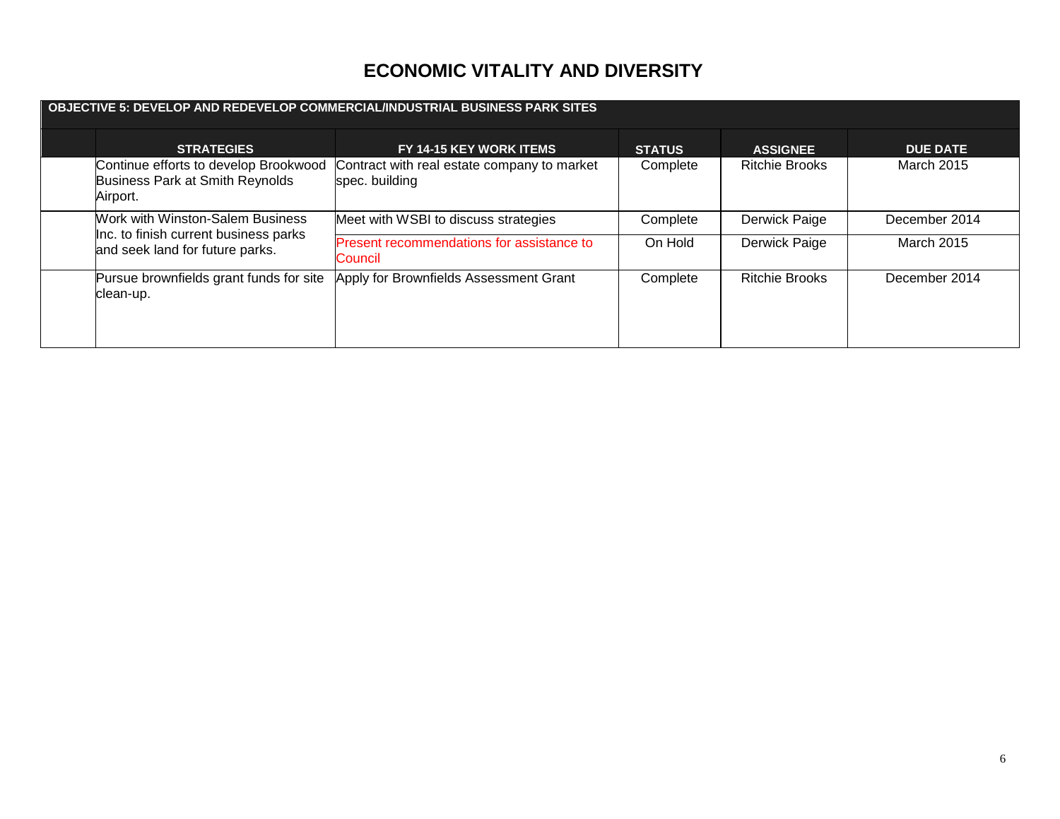# ECONOMIC VITALITY AND DIVERSITY

| OBJECTIVE 5: DEVELOP AND REDEVELOP COMMERCIAL/INDUSTRIAL BUSINESS PARK SITES | | | | | |
|---|---|---|---|---|---|
| | **STRATEGIES** | **FY 14-15 KEY WORK ITEMS** | **STATUS** | **ASSIGNEE** | **DUE DATE** |
| | Continue efforts to develop Brookwood Business Park at Smith Reynolds Airport. | Contract with real estate company to market spec. building | Complete | Ritchie Brooks | March 2015 |
| | Work with Winston-Salem Business Inc. to finish current business parks and seek land for future parks. | Meet with WSBI to discuss strategies | Complete | Derwick Paige | December 2014 |
| | | Present recommendations for assistance to Council | On Hold | Derwick Paige | March 2015 |
| | Pursue brownfields grant funds for site clean-up. | Apply for Brownfields Assessment Grant | Complete | Ritchie Brooks | December 2014 |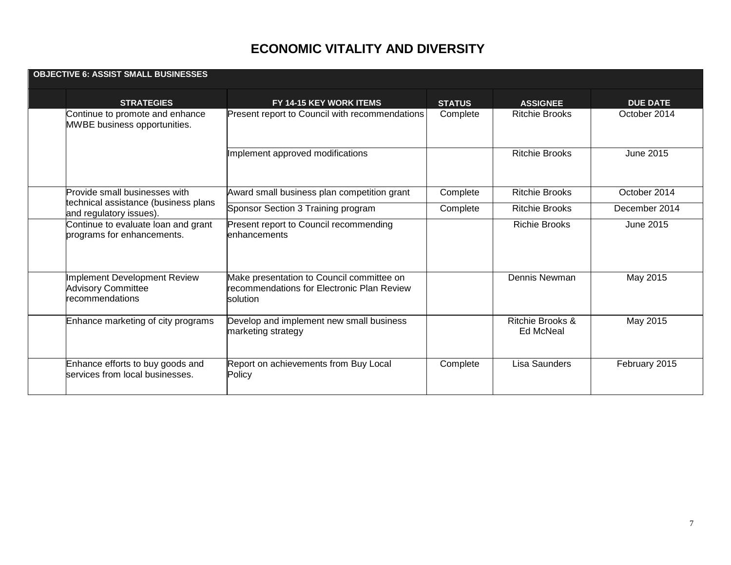# ECONOMIC VITALITY AND DIVERSITY

| OBJECTIVE 6: ASSIST SMALL BUSINESSES | | | | | |
|---|---|---|---|---|---|
| | **STRATEGIES** | **FY 14-15 KEY WORK ITEMS** | **STATUS** | **ASSIGNEE** | **DUE DATE** |
| | Continue to promote and enhance MWBE business opportunities. | Present report to Council with recommendations | Complete | Ritchie Brooks | October 2014 |
| | | Implement approved modifications | | Ritchie Brooks | June 2015 |
| | Provide small businesses with technical assistance (business plans and regulatory issues). | Award small business plan competition grant | Complete | Ritchie Brooks | October 2014 |
| | | Sponsor Section 3 Training program | Complete | Ritchie Brooks | December 2014 |
| | Continue to evaluate loan and grant programs for enhancements. | Present report to Council recommending enhancements | | Richie Brooks | June 2015 |
| | Implement Development Review Advisory Committee recommendations | Make presentation to Council committee on recommendations for Electronic Plan Review solution | | Dennis Newman | May 2015 |
| | Enhance marketing of city programs | Develop and implement new small business marketing strategy | | Ritchie Brooks & Ed McNeal | May 2015 |
| | Enhance efforts to buy goods and services from local businesses. | Report on achievements from Buy Local Policy | Complete | Lisa Saunders | February 2015 |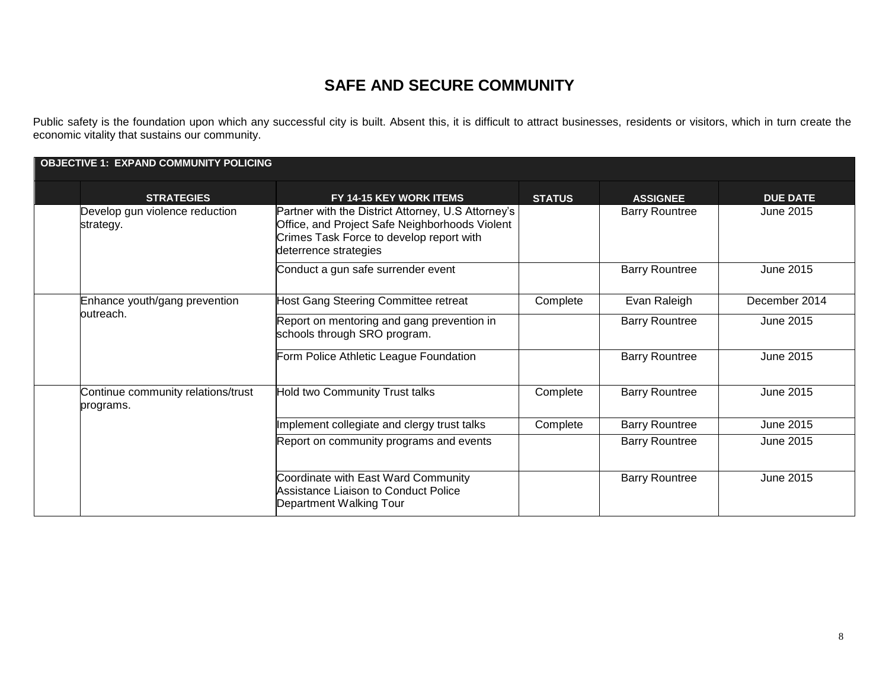# SAFE AND SECURE COMMUNITY

Public safety is the foundation upon which any successful city is built. Absent this, it is difficult to attract businesses, residents or visitors, which in turn create the economic vitality that sustains our community.

**OBJECTIVE 1: EXPAND COMMUNITY POLICING**

| | STRATEGIES | FY 14-15 KEY WORK ITEMS | STATUS | ASSIGNEE | DUE DATE |
|---|---|---|---|---|---|
| | Develop gun violence reduction strategy. | Partner with the District Attorney, U.S Attorney's Office, and Project Safe Neighborhoods Violent Crimes Task Force to develop report with deterrence strategies | | Barry Rountree | June 2015 |
| | | Conduct a gun safe surrender event | | Barry Rountree | June 2015 |
| | Enhance youth/gang prevention outreach. | Host Gang Steering Committee retreat | Complete | Evan Raleigh | December 2014 |
| | | Report on mentoring and gang prevention in schools through SRO program. | | Barry Rountree | June 2015 |
| | | Form Police Athletic League Foundation | | Barry Rountree | June 2015 |
| | Continue community relations/trust programs. | Hold two Community Trust talks | Complete | Barry Rountree | June 2015 |
| | | Implement collegiate and clergy trust talks | Complete | Barry Rountree | June 2015 |
| | | Report on community programs and events | | Barry Rountree | June 2015 |
| | | Coordinate with East Ward Community Assistance Liaison to Conduct Police Department Walking Tour | | Barry Rountree | June 2015 |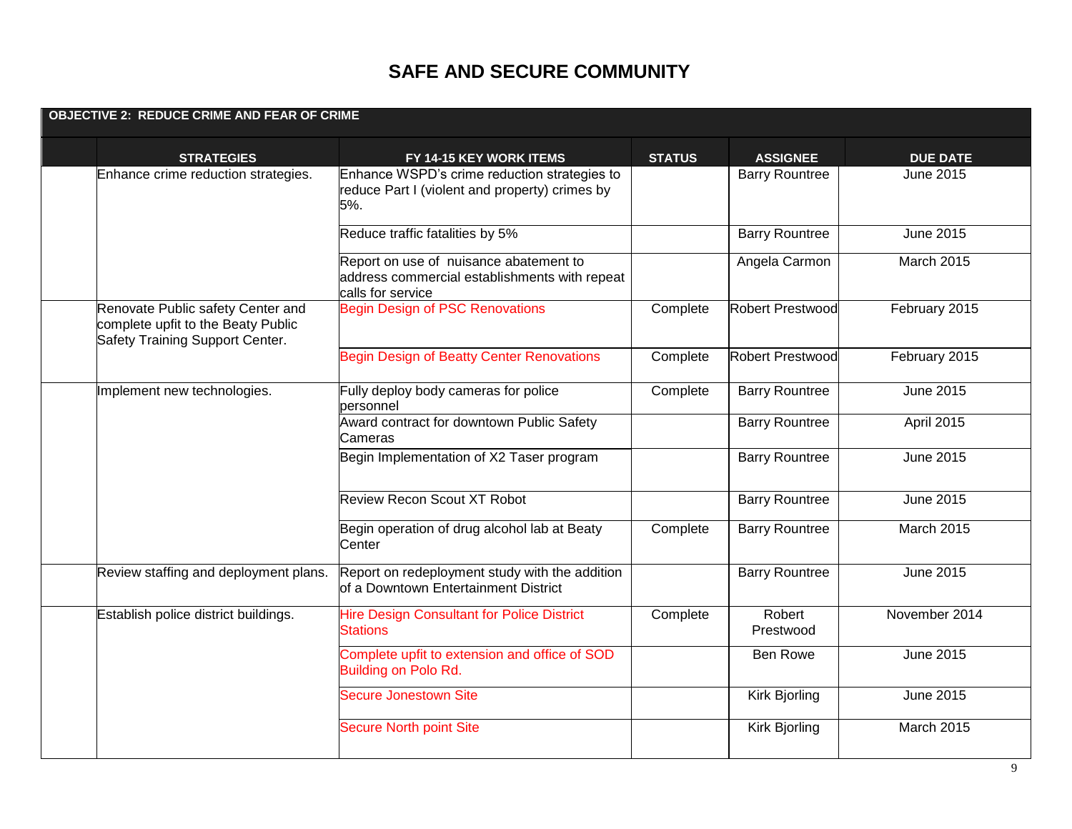# SAFE AND SECURE COMMUNITY

| OBJECTIVE 2: REDUCE CRIME AND FEAR OF CRIME | | | | | |
|---|---|---|---|---|---|
| | **STRATEGIES** | **FY 14-15 KEY WORK ITEMS** | **STATUS** | **ASSIGNEE** | **DUE DATE** |
| | Enhance crime reduction strategies. | Enhance WSPD's crime reduction strategies to reduce Part I (violent and property) crimes by 5%. | | Barry Rountree | June 2015 |
| | | Reduce traffic fatalities by 5% | | Barry Rountree | June 2015 |
| | | Report on use of nuisance abatement to address commercial establishments with repeat calls for service | | Angela Carmon | March 2015 |
| | Renovate Public safety Center and complete upfit to the Beaty Public Safety Training Support Center. | Begin Design of PSC Renovations | Complete | Robert Prestwood | February 2015 |
| | | Begin Design of Beatty Center Renovations | Complete | Robert Prestwood | February 2015 |
| | Implement new technologies. | Fully deploy body cameras for police personnel | Complete | Barry Rountree | June 2015 |
| | | Award contract for downtown Public Safety Cameras | | Barry Rountree | April 2015 |
| | | Begin Implementation of X2 Taser program | | Barry Rountree | June 2015 |
| | | Review Recon Scout XT Robot | | Barry Rountree | June 2015 |
| | | Begin operation of drug alcohol lab at Beaty Center | Complete | Barry Rountree | March 2015 |
| | Review staffing and deployment plans. | Report on redeployment study with the addition of a Downtown Entertainment District | | Barry Rountree | June 2015 |
| | Establish police district buildings. | Hire Design Consultant for Police District Stations | Complete | Robert Prestwood | November 2014 |
| | | Complete upfit to extension and office of SOD Building on Polo Rd. | | Ben Rowe | June 2015 |
| | | Secure Jonestown Site | | Kirk Bjorling | June 2015 |
| | | Secure North point Site | | Kirk Bjorling | March 2015 |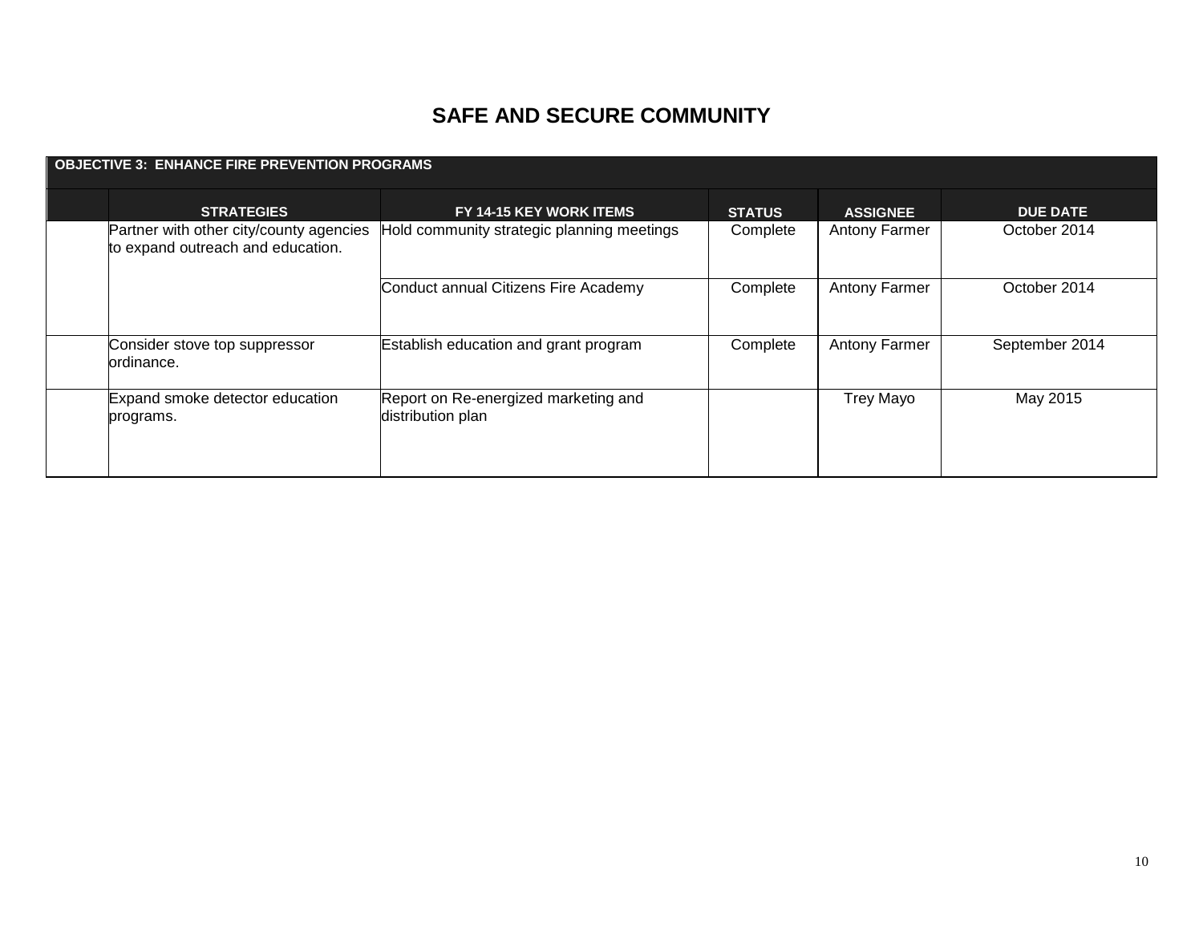# SAFE AND SECURE COMMUNITY

| OBJECTIVE 3: ENHANCE FIRE PREVENTION PROGRAMS | | | | | |
|---|---|---|---|---|---|
| | **STRATEGIES** | **FY 14-15 KEY WORK ITEMS** | **STATUS** | **ASSIGNEE** | **DUE DATE** |
| | Partner with other city/county agencies to expand outreach and education. | Hold community strategic planning meetings | Complete | Antony Farmer | October 2014 |
| | | Conduct annual Citizens Fire Academy | Complete | Antony Farmer | October 2014 |
| | Consider stove top suppressor ordinance. | Establish education and grant program | Complete | Antony Farmer | September 2014 |
| | Expand smoke detector education programs. | Report on Re-energized marketing and distribution plan | | Trey Mayo | May 2015 |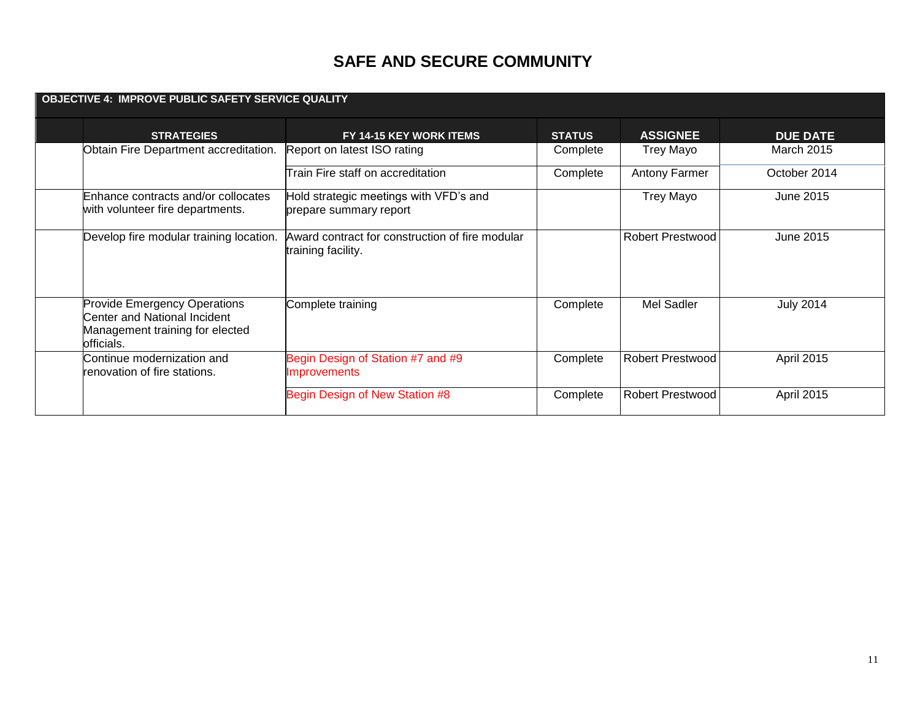# SAFE AND SECURE COMMUNITY

| OBJECTIVE 4: IMPROVE PUBLIC SAFETY SERVICE QUALITY | | | | | |
|---|---|---|---|---|---|
| | **STRATEGIES** | **FY 14-15 KEY WORK ITEMS** | **STATUS** | **ASSIGNEE** | **DUE DATE** |
| | Obtain Fire Department accreditation. | Report on latest ISO rating | Complete | Trey Mayo | March 2015 |
| | | Train Fire staff on accreditation | Complete | Antony Farmer | October 2014 |
| | Enhance contracts and/or collocates with volunteer fire departments. | Hold strategic meetings with VFD's and prepare summary report | | Trey Mayo | June 2015 |
| | Develop fire modular training location. | Award contract for construction of fire modular training facility. | | Robert Prestwood | June 2015 |
| | Provide Emergency Operations Center and National Incident Management training for elected officials. | Complete training | Complete | Mel Sadler | July 2014 |
| | Continue modernization and renovation of fire stations. | Begin Design of Station #7 and #9 Improvements | Complete | Robert Prestwood | April 2015 |
| | | Begin Design of New Station #8 | Complete | Robert Prestwood | April 2015 |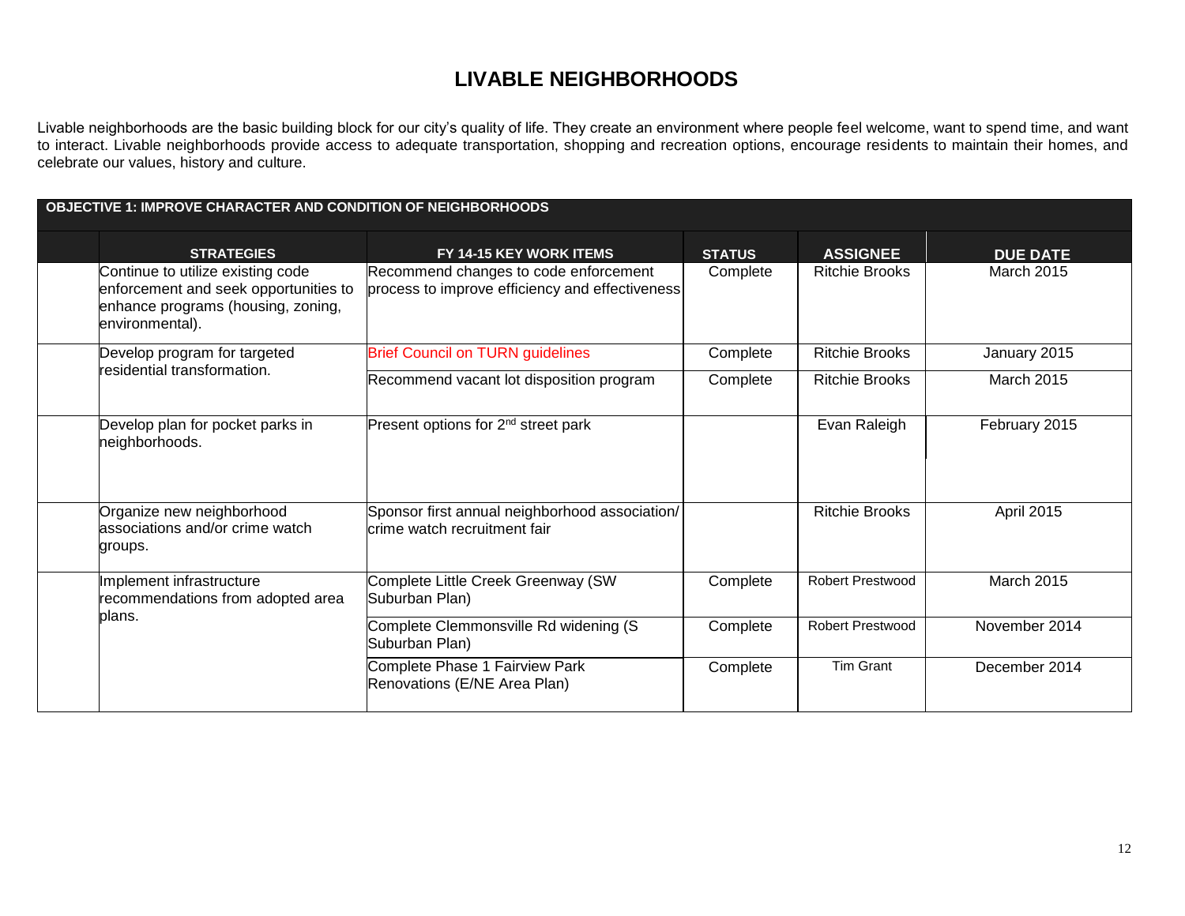# LIVABLE NEIGHBORHOODS

Livable neighborhoods are the basic building block for our city's quality of life. They create an environment where people feel welcome, want to spend time, and want to interact. Livable neighborhoods provide access to adequate transportation, shopping and recreation options, encourage residents to maintain their homes, and celebrate our values, history and culture.

**OBJECTIVE 1: IMPROVE CHARACTER AND CONDITION OF NEIGHBORHOODS**

| STRATEGIES | FY 14-15 KEY WORK ITEMS | STATUS | ASSIGNEE | DUE DATE |
|---|---|---|---|---|
| Continue to utilize existing code enforcement and seek opportunities to enhance programs (housing, zoning, environmental). | Recommend changes to code enforcement process to improve efficiency and effectiveness | Complete | Ritchie Brooks | March 2015 |
| Develop program for targeted residential transformation. | Brief Council on TURN guidelines | Complete | Ritchie Brooks | January 2015 |
| | Recommend vacant lot disposition program | Complete | Ritchie Brooks | March 2015 |
| Develop plan for pocket parks in neighborhoods. | Present options for 2nd street park | | Evan Raleigh | February 2015 |
| Organize new neighborhood associations and/or crime watch groups. | Sponsor first annual neighborhood association/ crime watch recruitment fair | | Ritchie Brooks | April 2015 |
| Implement infrastructure recommendations from adopted area plans. | Complete Little Creek Greenway (SW Suburban Plan) | Complete | Robert Prestwood | March 2015 |
| | Complete Clemmonsville Rd widening (S Suburban Plan) | Complete | Robert Prestwood | November 2014 |
| | Complete Phase 1 Fairview Park Renovations (E/NE Area Plan) | Complete | Tim Grant | December 2014 |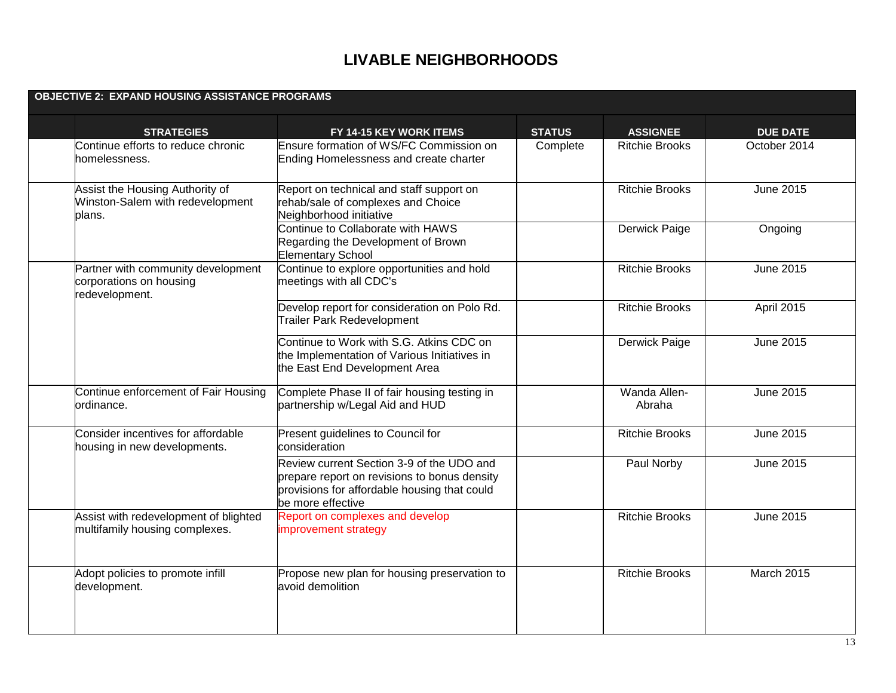# LIVABLE NEIGHBORHOODS

**OBJECTIVE 2: EXPAND HOUSING ASSISTANCE PROGRAMS**

| STRATEGIES | FY 14-15 KEY WORK ITEMS | STATUS | ASSIGNEE | DUE DATE |
|---|---|---|---|---|
| Continue efforts to reduce chronic homelessness. | Ensure formation of WS/FC Commission on Ending Homelessness and create charter | Complete | Ritchie Brooks | October 2014 |
| Assist the Housing Authority of Winston-Salem with redevelopment plans. | Report on technical and staff support on rehab/sale of complexes and Choice Neighborhood initiative | | Ritchie Brooks | June 2015 |
| | Continue to Collaborate with HAWS Regarding the Development of Brown Elementary School | | Derwick Paige | Ongoing |
| Partner with community development corporations on housing redevelopment. | Continue to explore opportunities and hold meetings with all CDC's | | Ritchie Brooks | June 2015 |
| | Develop report for consideration on Polo Rd. Trailer Park Redevelopment | | Ritchie Brooks | April 2015 |
| | Continue to Work with S.G. Atkins CDC on the Implementation of Various Initiatives in the East End Development Area | | Derwick Paige | June 2015 |
| Continue enforcement of Fair Housing ordinance. | Complete Phase II of fair housing testing in partnership w/Legal Aid and HUD | | Wanda Allen-Abraha | June 2015 |
| Consider incentives for affordable housing in new developments. | Present guidelines to Council for consideration | | Ritchie Brooks | June 2015 |
| | Review current Section 3-9 of the UDO and prepare report on revisions to bonus density provisions for affordable housing that could be more effective | | Paul Norby | June 2015 |
| Assist with redevelopment of blighted multifamily housing complexes. | Report on complexes and develop improvement strategy | | Ritchie Brooks | June 2015 |
| Adopt policies to promote infill development. | Propose new plan for housing preservation to avoid demolition | | Ritchie Brooks | March 2015 |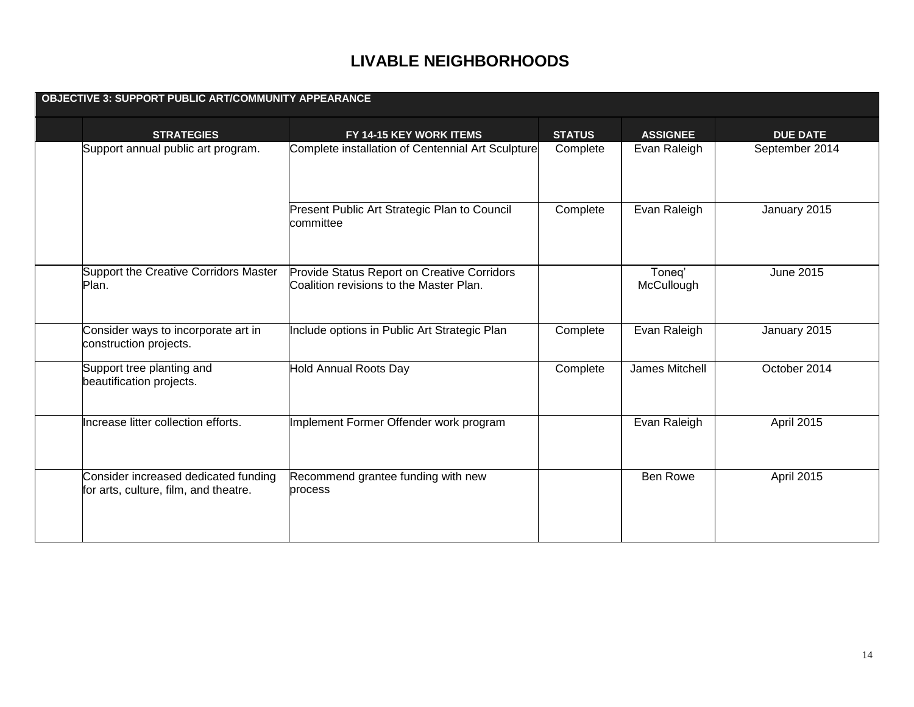# LIVABLE NEIGHBORHOODS

| OBJECTIVE 3: SUPPORT PUBLIC ART/COMMUNITY APPEARANCE | | | | | |
|---|---|---|---|---|---|
| | **STRATEGIES** | **FY 14-15 KEY WORK ITEMS** | **STATUS** | **ASSIGNEE** | **DUE DATE** |
| | Support annual public art program. | Complete installation of Centennial Art Sculpture | Complete | Evan Raleigh | September 2014 |
| | | Present Public Art Strategic Plan to Council committee | Complete | Evan Raleigh | January 2015 |
| | Support the Creative Corridors Master Plan. | Provide Status Report on Creative Corridors Coalition revisions to the Master Plan. | | Toneq' McCullough | June 2015 |
| | Consider ways to incorporate art in construction projects. | Include options in Public Art Strategic Plan | Complete | Evan Raleigh | January 2015 |
| | Support tree planting and beautification projects. | Hold Annual Roots Day | Complete | James Mitchell | October 2014 |
| | Increase litter collection efforts. | Implement Former Offender work program | | Evan Raleigh | April 2015 |
| | Consider increased dedicated funding for arts, culture, film, and theatre. | Recommend grantee funding with new process | | Ben Rowe | April 2015 |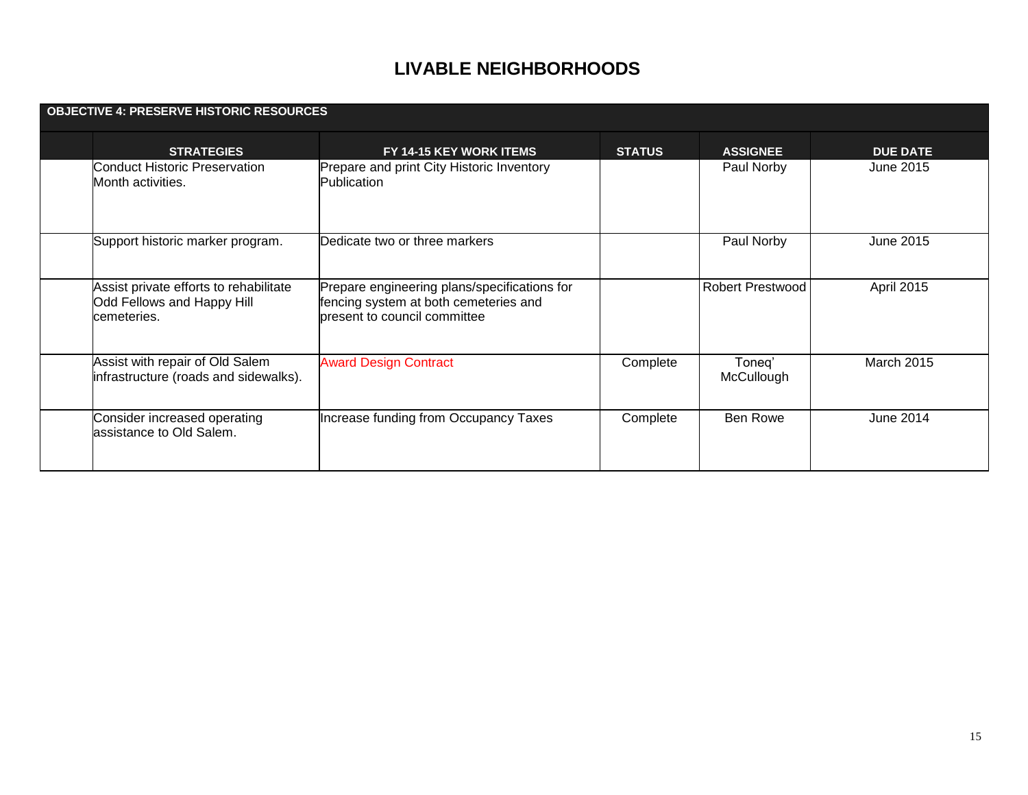# LIVABLE NEIGHBORHOODS

| OBJECTIVE 4: PRESERVE HISTORIC RESOURCES | | | | | |
|---|---|---|---|---|---|
| | **STRATEGIES** | **FY 14-15 KEY WORK ITEMS** | **STATUS** | **ASSIGNEE** | **DUE DATE** |
| | Conduct Historic Preservation Month activities. | Prepare and print City Historic Inventory Publication | | Paul Norby | June 2015 |
| | Support historic marker program. | Dedicate two or three markers | | Paul Norby | June 2015 |
| | Assist private efforts to rehabilitate Odd Fellows and Happy Hill cemeteries. | Prepare engineering plans/specifications for fencing system at both cemeteries and present to council committee | | Robert Prestwood | April 2015 |
| | Assist with repair of Old Salem infrastructure (roads and sidewalks). | Award Design Contract | Complete | Toneq' McCullough | March 2015 |
| | Consider increased operating assistance to Old Salem. | Increase funding from Occupancy Taxes | Complete | Ben Rowe | June 2014 |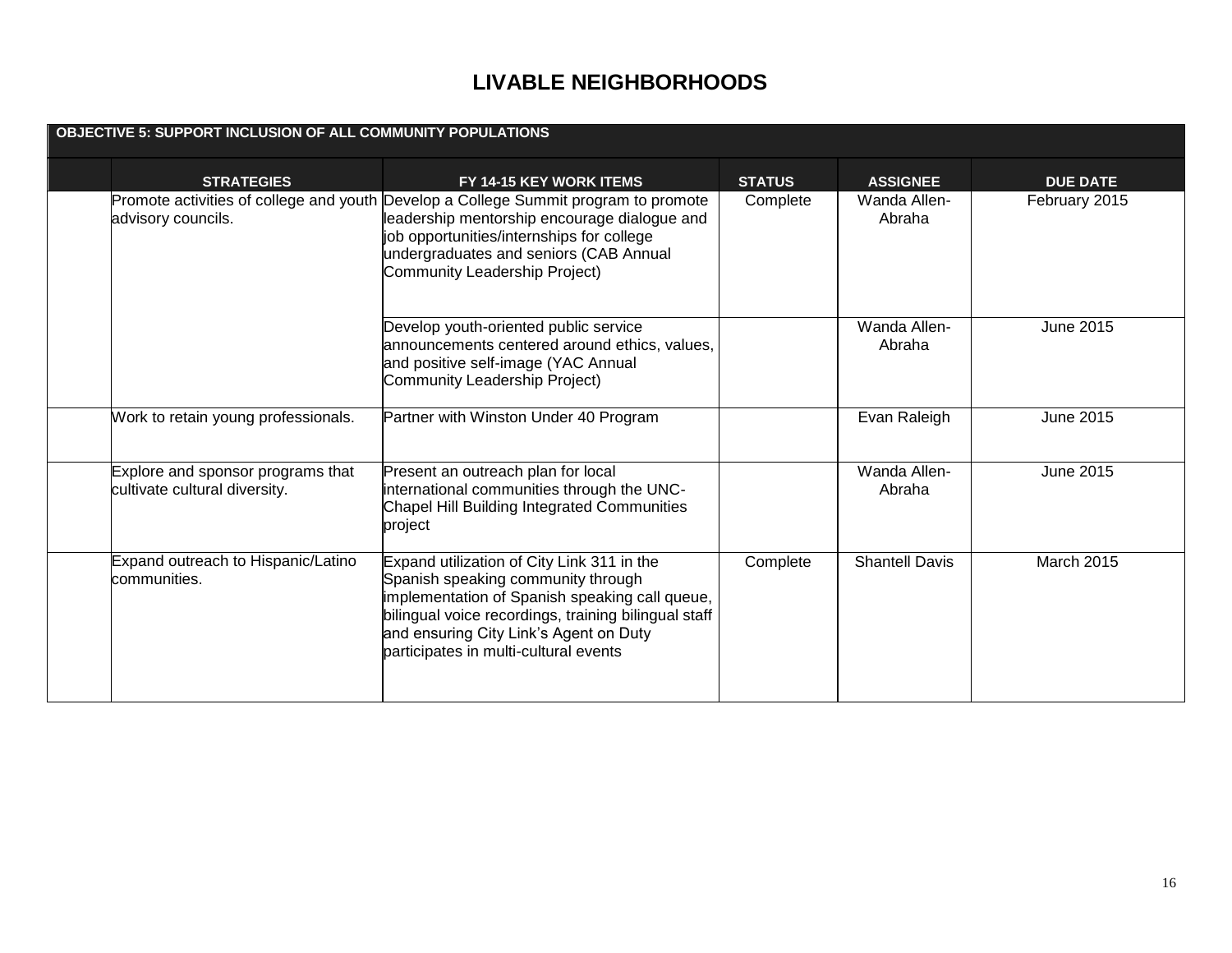# LIVABLE NEIGHBORHOODS

| OBJECTIVE 5: SUPPORT INCLUSION OF ALL COMMUNITY POPULATIONS | | | | | |
|---|---|---|---|---|---|
| | **STRATEGIES** | **FY 14-15 KEY WORK ITEMS** | **STATUS** | **ASSIGNEE** | **DUE DATE** |
| | Promote activities of college and youth advisory councils. | Develop a College Summit program to promote leadership mentorship encourage dialogue and job opportunities/internships for college undergraduates and seniors (CAB Annual Community Leadership Project) | Complete | Wanda Allen-Abraha | February 2015 |
| | | Develop youth-oriented public service announcements centered around ethics, values, and positive self-image (YAC Annual Community Leadership Project) | | Wanda Allen-Abraha | June 2015 |
| | Work to retain young professionals. | Partner with Winston Under 40 Program | | Evan Raleigh | June 2015 |
| | Explore and sponsor programs that cultivate cultural diversity. | Present an outreach plan for local international communities through the UNC-Chapel Hill Building Integrated Communities project | | Wanda Allen-Abraha | June 2015 |
| | Expand outreach to Hispanic/Latino communities. | Expand utilization of City Link 311 in the Spanish speaking community through implementation of Spanish speaking call queue, bilingual voice recordings, training bilingual staff and ensuring City Link's Agent on Duty participates in multi-cultural events | Complete | Shantell Davis | March 2015 |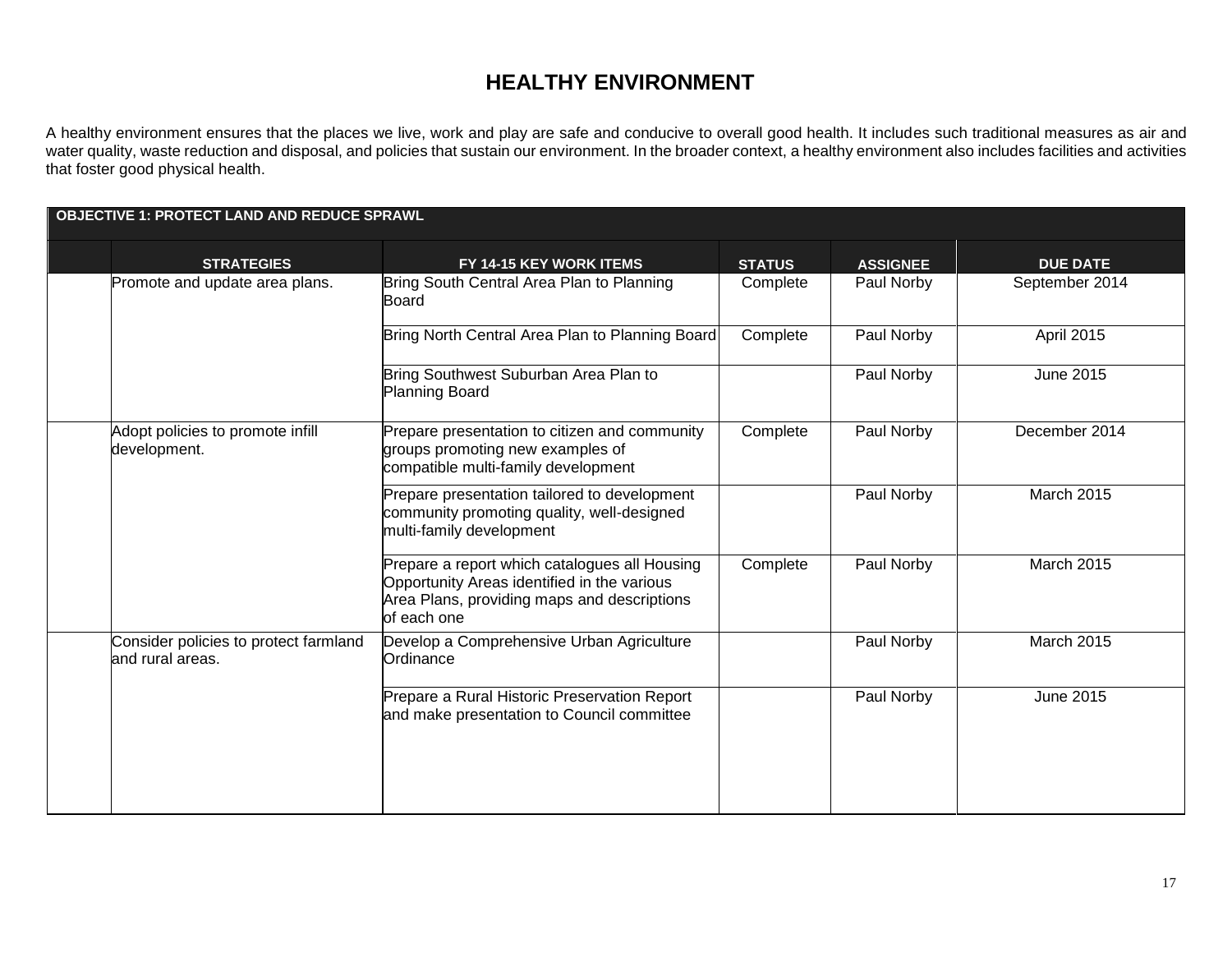# HEALTHY ENVIRONMENT

A healthy environment ensures that the places we live, work and play are safe and conducive to overall good health. It includes such traditional measures as air and water quality, waste reduction and disposal, and policies that sustain our environment. In the broader context, a healthy environment also includes facilities and activities that foster good physical health.

| OBJECTIVE 1: PROTECT LAND AND REDUCE SPRAWL | | | | | |
|---|---|---|---|---|---|
| | **STRATEGIES** | **FY 14-15 KEY WORK ITEMS** | **STATUS** | **ASSIGNEE** | **DUE DATE** |
| | Promote and update area plans. | Bring South Central Area Plan to Planning Board | Complete | Paul Norby | September 2014 |
| | | Bring North Central Area Plan to Planning Board | Complete | Paul Norby | April 2015 |
| | | Bring Southwest Suburban Area Plan to Planning Board | | Paul Norby | June 2015 |
| | Adopt policies to promote infill development. | Prepare presentation to citizen and community groups promoting new examples of compatible multi-family development | Complete | Paul Norby | December 2014 |
| | | Prepare presentation tailored to development community promoting quality, well-designed multi-family development | | Paul Norby | March 2015 |
| | | Prepare a report which catalogues all Housing Opportunity Areas identified in the various Area Plans, providing maps and descriptions of each one | Complete | Paul Norby | March 2015 |
| | Consider policies to protect farmland and rural areas. | Develop a Comprehensive Urban Agriculture Ordinance | | Paul Norby | March 2015 |
| | | Prepare a Rural Historic Preservation Report and make presentation to Council committee | | Paul Norby | June 2015 |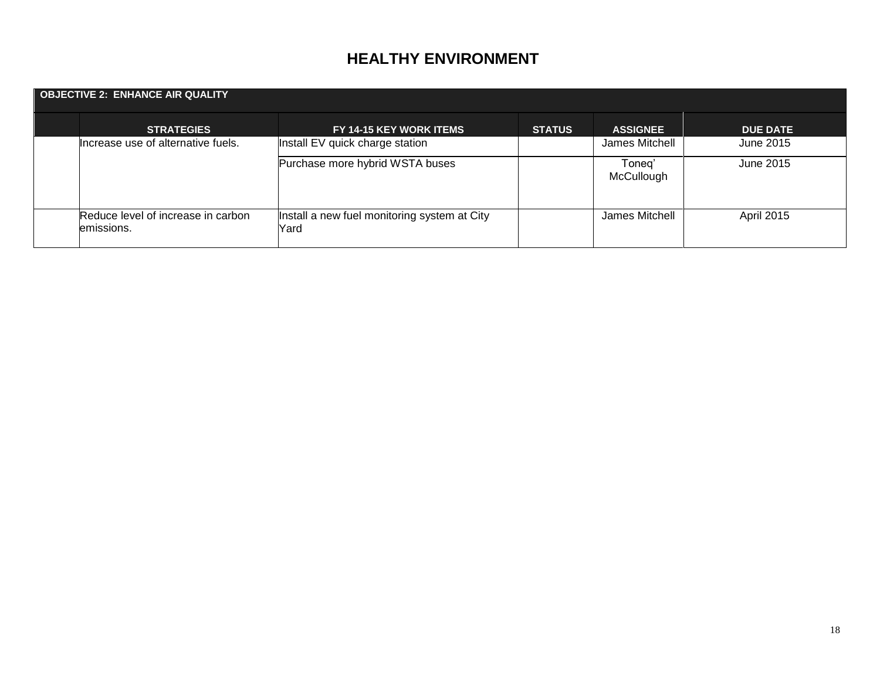# HEALTHY ENVIRONMENT

| OBJECTIVE 2: ENHANCE AIR QUALITY | | | | | |
|---|---|---|---|---|---|
| | **STRATEGIES** | **FY 14-15 KEY WORK ITEMS** | **STATUS** | **ASSIGNEE** | **DUE DATE** |
| | Increase use of alternative fuels. | Install EV quick charge station | | James Mitchell | June 2015 |
| | | Purchase more hybrid WSTA buses | | Toneq' McCullough | June 2015 |
| | Reduce level of increase in carbon emissions. | Install a new fuel monitoring system at City Yard | | James Mitchell | April 2015 |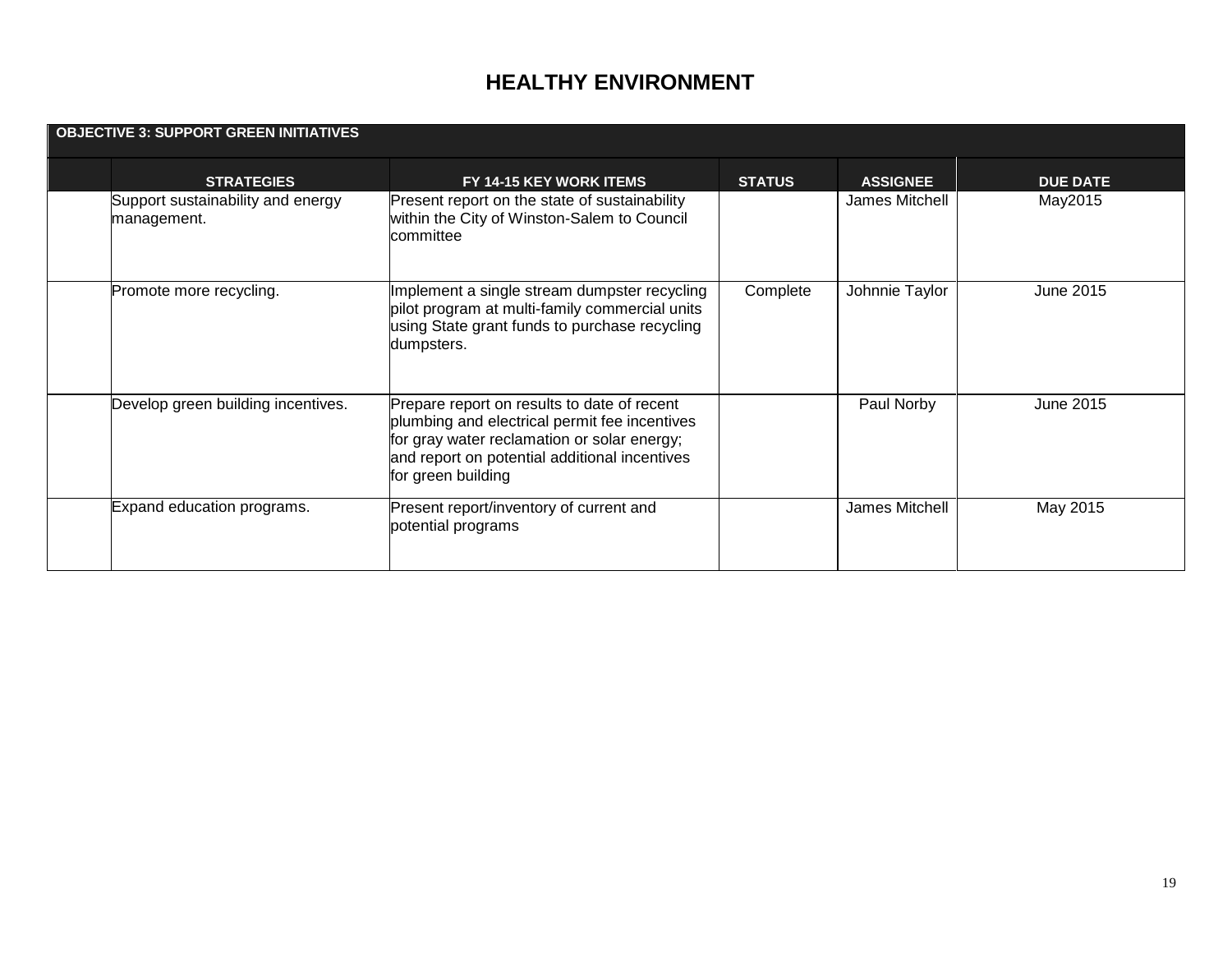# HEALTHY ENVIRONMENT

| OBJECTIVE 3: SUPPORT GREEN INITIATIVES | | | | | |
|---|---|---|---|---|---|
| | **STRATEGIES** | **FY 14-15 KEY WORK ITEMS** | **STATUS** | **ASSIGNEE** | **DUE DATE** |
| | Support sustainability and energy management. | Present report on the state of sustainability within the City of Winston-Salem to Council committee | | James Mitchell | May2015 |
| | Promote more recycling. | Implement a single stream dumpster recycling pilot program at multi-family commercial units using State grant funds to purchase recycling dumpsters. | Complete | Johnnie Taylor | June 2015 |
| | Develop green building incentives. | Prepare report on results to date of recent plumbing and electrical permit fee incentives for gray water reclamation or solar energy; and report on potential additional incentives for green building | | Paul Norby | June 2015 |
| | Expand education programs. | Present report/inventory of current and potential programs | | James Mitchell | May 2015 |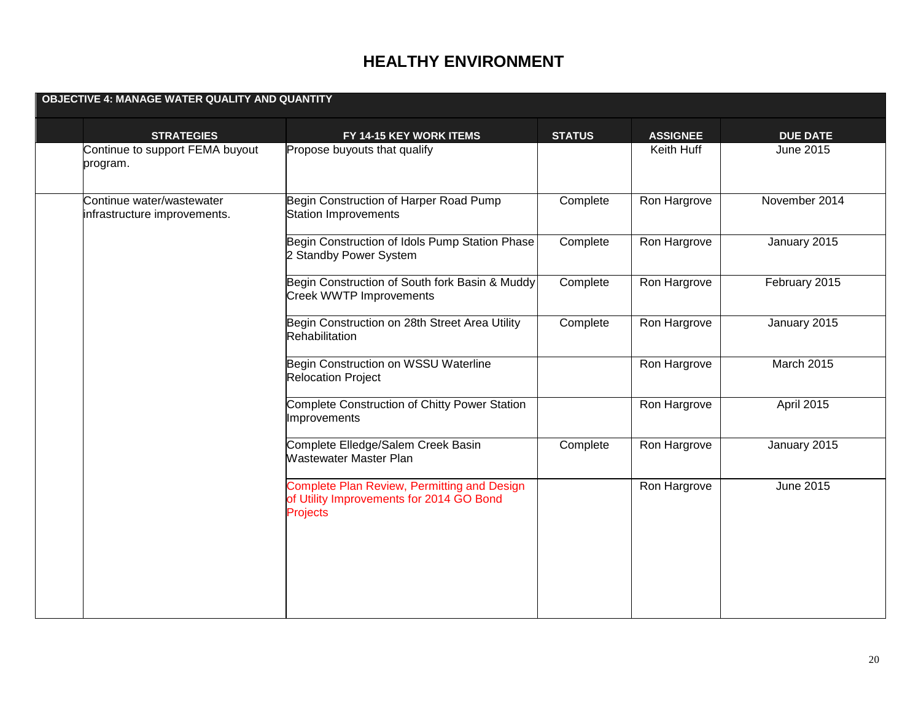# HEALTHY ENVIRONMENT

| OBJECTIVE 4: MANAGE WATER QUALITY AND QUANTITY | | | | | |
|---|---|---|---|---|---|
| | **STRATEGIES** | **FY 14-15 KEY WORK ITEMS** | **STATUS** | **ASSIGNEE** | **DUE DATE** |
| | Continue to support FEMA buyout program. | Propose buyouts that qualify | | Keith Huff | June 2015 |
| | Continue water/wastewater infrastructure improvements. | Begin Construction of Harper Road Pump Station Improvements | Complete | Ron Hargrove | November 2014 |
| | | Begin Construction of Idols Pump Station Phase 2 Standby Power System | Complete | Ron Hargrove | January 2015 |
| | | Begin Construction of South fork Basin & Muddy Creek WWTP Improvements | Complete | Ron Hargrove | February 2015 |
| | | Begin Construction on 28th Street Area Utility Rehabilitation | Complete | Ron Hargrove | January 2015 |
| | | Begin Construction on WSSU Waterline Relocation Project | | Ron Hargrove | March 2015 |
| | | Complete Construction of Chitty Power Station Improvements | | Ron Hargrove | April 2015 |
| | | Complete Elledge/Salem Creek Basin Wastewater Master Plan | Complete | Ron Hargrove | January 2015 |
| | | Complete Plan Review, Permitting and Design of Utility Improvements for 2014 GO Bond Projects | | Ron Hargrove | June 2015 |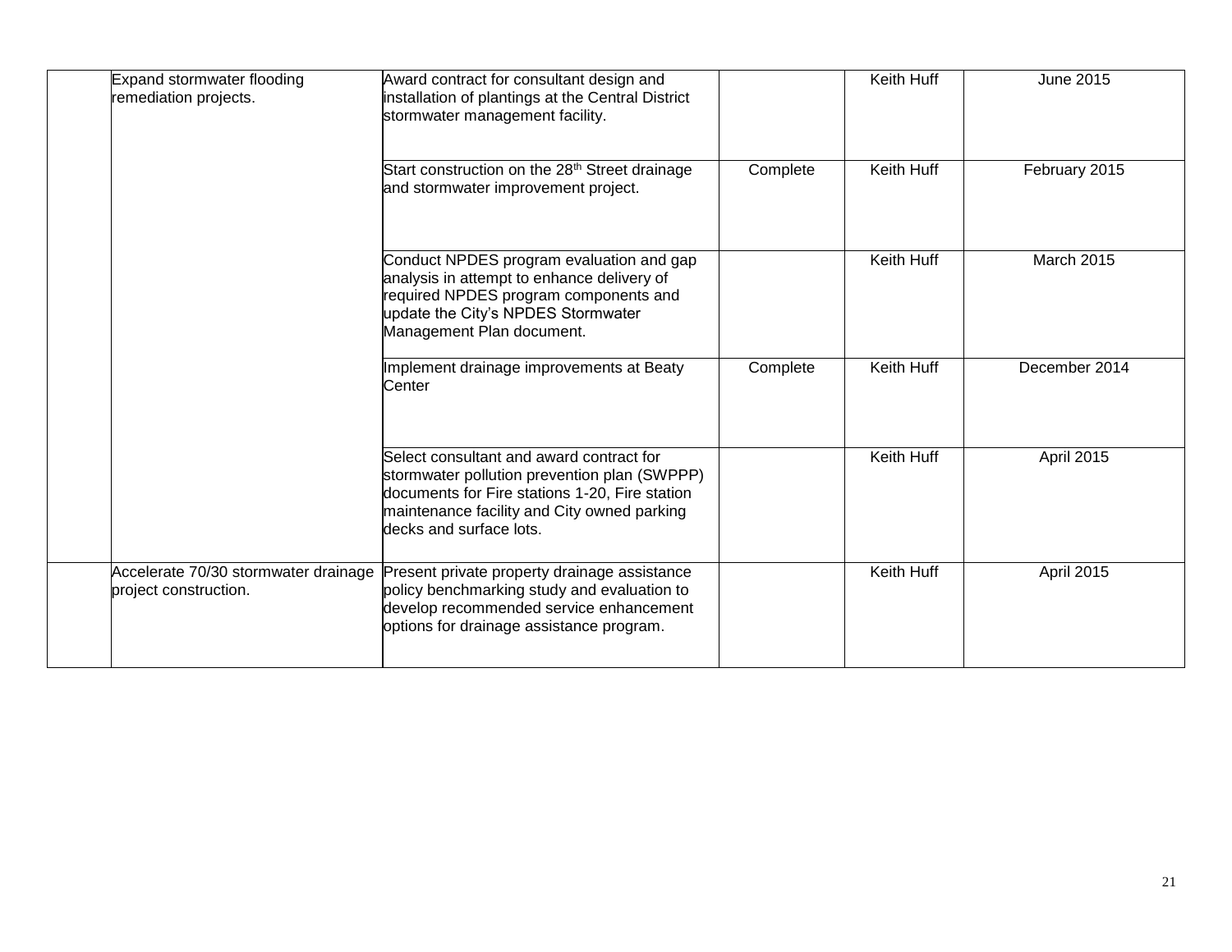| | | | | | |
|---|---|---|---|---|---|
| | Expand stormwater flooding remediation projects. | Award contract for consultant design and installation of plantings at the Central District stormwater management facility. | | Keith Huff | June 2015 |
| | | Start construction on the 28th Street drainage and stormwater improvement project. | Complete | Keith Huff | February 2015 |
| | | Conduct NPDES program evaluation and gap analysis in attempt to enhance delivery of required NPDES program components and update the City's NPDES Stormwater Management Plan document. | | Keith Huff | March 2015 |
| | | Implement drainage improvements at Beaty Center | Complete | Keith Huff | December 2014 |
| | | Select consultant and award contract for stormwater pollution prevention plan (SWPPP) documents for Fire stations 1-20, Fire station maintenance facility and City owned parking decks and surface lots. | | Keith Huff | April 2015 |
| | Accelerate 70/30 stormwater drainage project construction. | Present private property drainage assistance policy benchmarking study and evaluation to develop recommended service enhancement options for drainage assistance program. | | Keith Huff | April 2015 |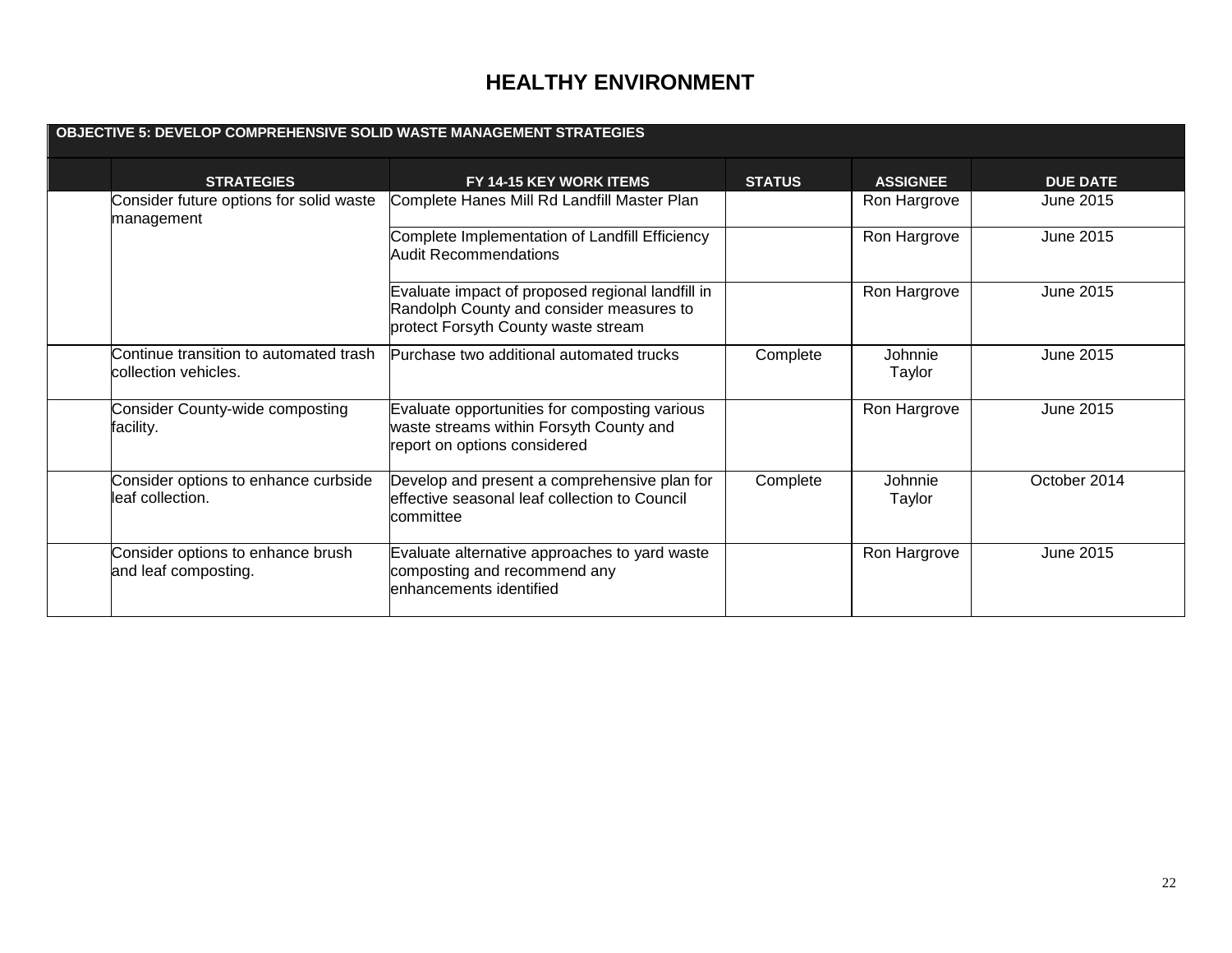# HEALTHY ENVIRONMENT

| OBJECTIVE 5: DEVELOP COMPREHENSIVE SOLID WASTE MANAGEMENT STRATEGIES | | | | | |
|---|---|---|---|---|---|
| | **STRATEGIES** | **FY 14-15 KEY WORK ITEMS** | **STATUS** | **ASSIGNEE** | **DUE DATE** |
| | Consider future options for solid waste management | Complete Hanes Mill Rd Landfill Master Plan | | Ron Hargrove | June 2015 |
| | | Complete Implementation of Landfill Efficiency Audit Recommendations | | Ron Hargrove | June 2015 |
| | | Evaluate impact of proposed regional landfill in Randolph County and consider measures to protect Forsyth County waste stream | | Ron Hargrove | June 2015 |
| | Continue transition to automated trash collection vehicles. | Purchase two additional automated trucks | Complete | Johnnie Taylor | June 2015 |
| | Consider County-wide composting facility. | Evaluate opportunities for composting various waste streams within Forsyth County and report on options considered | | Ron Hargrove | June 2015 |
| | Consider options to enhance curbside leaf collection. | Develop and present a comprehensive plan for effective seasonal leaf collection to Council committee | Complete | Johnnie Taylor | October 2014 |
| | Consider options to enhance brush and leaf composting. | Evaluate alternative approaches to yard waste composting and recommend any enhancements identified | | Ron Hargrove | June 2015 |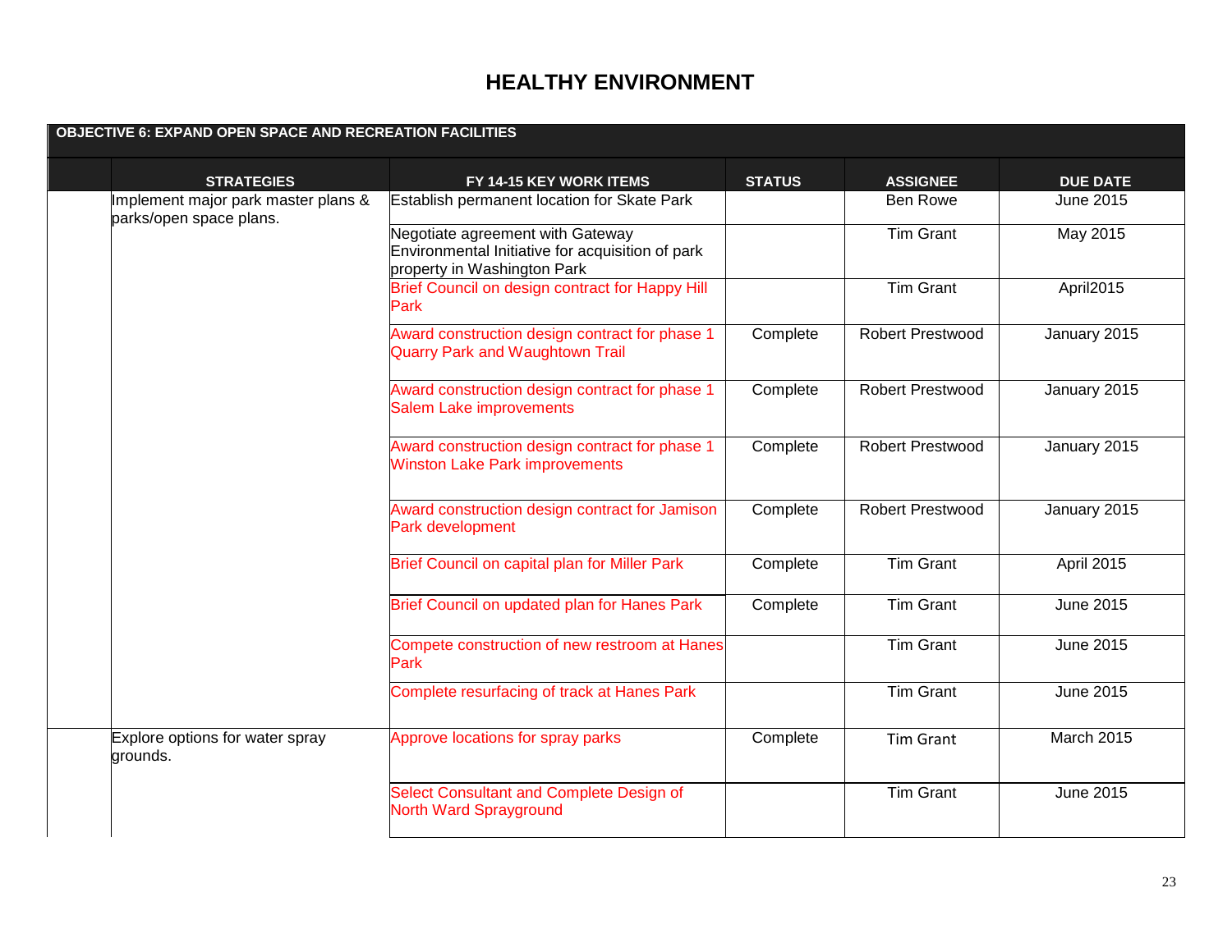# HEALTHY ENVIRONMENT

| OBJECTIVE 6: EXPAND OPEN SPACE AND RECREATION FACILITIES | | | | | |
|---|---|---|---|---|---|
| | **STRATEGIES** | **FY 14-15 KEY WORK ITEMS** | **STATUS** | **ASSIGNEE** | **DUE DATE** |
| | Implement major park master plans & parks/open space plans. | Establish permanent location for Skate Park | | Ben Rowe | June 2015 |
| | | Negotiate agreement with Gateway Environmental Initiative for acquisition of park property in Washington Park | | Tim Grant | May 2015 |
| | | Brief Council on design contract for Happy Hill Park | | Tim Grant | April2015 |
| | | Award construction design contract for phase 1 Quarry Park and Waughtown Trail | Complete | Robert Prestwood | January 2015 |
| | | Award construction design contract for phase 1 Salem Lake improvements | Complete | Robert Prestwood | January 2015 |
| | | Award construction design contract for phase 1 Winston Lake Park improvements | Complete | Robert Prestwood | January 2015 |
| | | Award construction design contract for Jamison Park development | Complete | Robert Prestwood | January 2015 |
| | | Brief Council on capital plan for Miller Park | Complete | Tim Grant | April 2015 |
| | | Brief Council on updated plan for Hanes Park | Complete | Tim Grant | June 2015 |
| | | Compete construction of new restroom at Hanes Park | | Tim Grant | June 2015 |
| | | Complete resurfacing of track at Hanes Park | | Tim Grant | June 2015 |
| | Explore options for water spray grounds. | Approve locations for spray parks | Complete | Tim Grant | March 2015 |
| | | Select Consultant and Complete Design of North Ward Sprayground | | Tim Grant | June 2015 |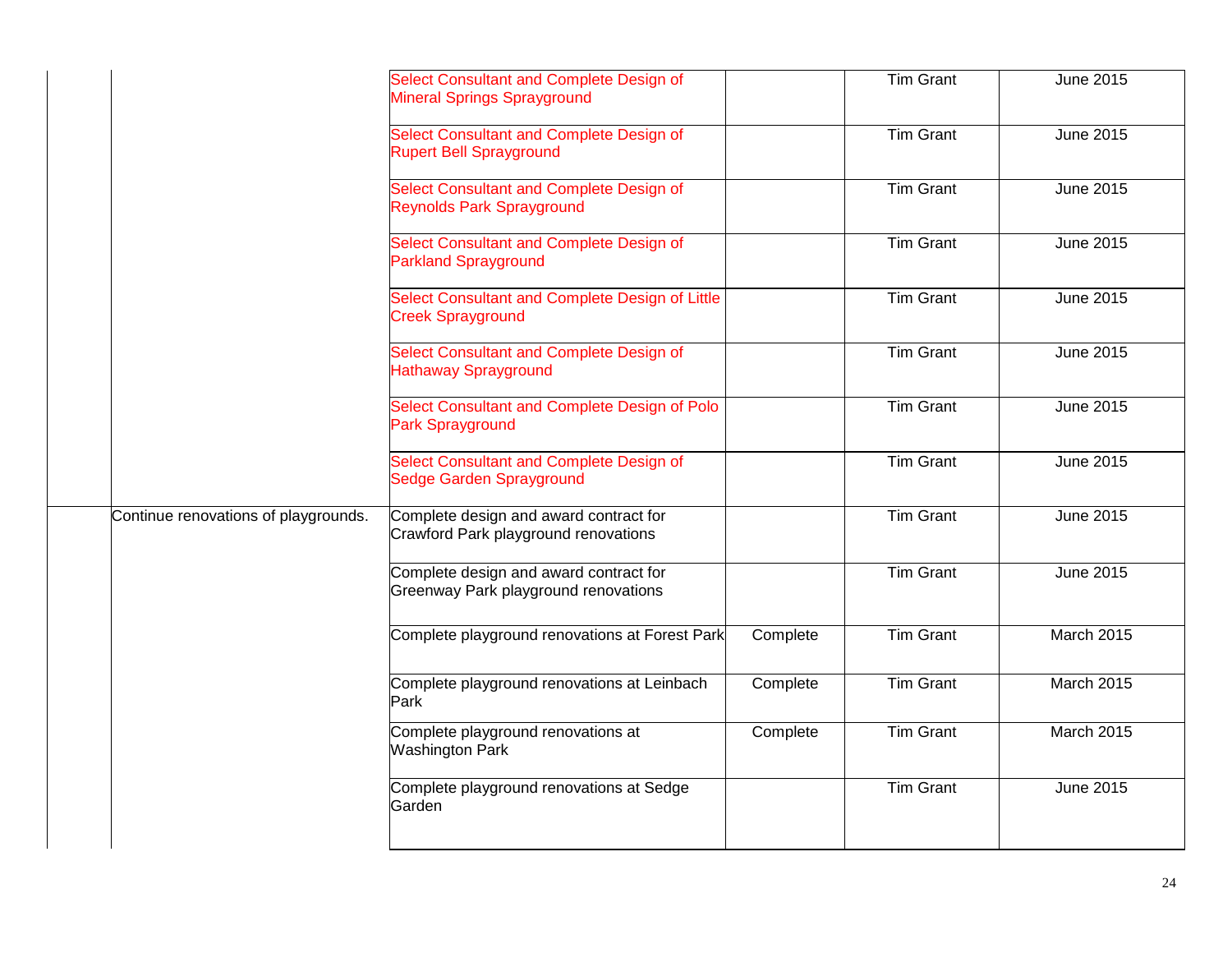| | | | | | |
|---|---|---|---|---|---|
| | | Select Consultant and Complete Design of Mineral Springs Sprayground | | Tim Grant | June 2015 |
| | | Select Consultant and Complete Design of Rupert Bell Sprayground | | Tim Grant | June 2015 |
| | | Select Consultant and Complete Design of Reynolds Park Sprayground | | Tim Grant | June 2015 |
| | | Select Consultant and Complete Design of Parkland Sprayground | | Tim Grant | June 2015 |
| | | Select Consultant and Complete Design of Little Creek Sprayground | | Tim Grant | June 2015 |
| | | Select Consultant and Complete Design of Hathaway Sprayground | | Tim Grant | June 2015 |
| | | Select Consultant and Complete Design of Polo Park Sprayground | | Tim Grant | June 2015 |
| | | Select Consultant and Complete Design of Sedge Garden Sprayground | | Tim Grant | June 2015 |
| | Continue renovations of playgrounds. | Complete design and award contract for Crawford Park playground renovations | | Tim Grant | June 2015 |
| | | Complete design and award contract for Greenway Park playground renovations | | Tim Grant | June 2015 |
| | | Complete playground renovations at Forest Park | Complete | Tim Grant | March 2015 |
| | | Complete playground renovations at Leinbach Park | Complete | Tim Grant | March 2015 |
| | | Complete playground renovations at Washington Park | Complete | Tim Grant | March 2015 |
| | | Complete playground renovations at Sedge Garden | | Tim Grant | June 2015 |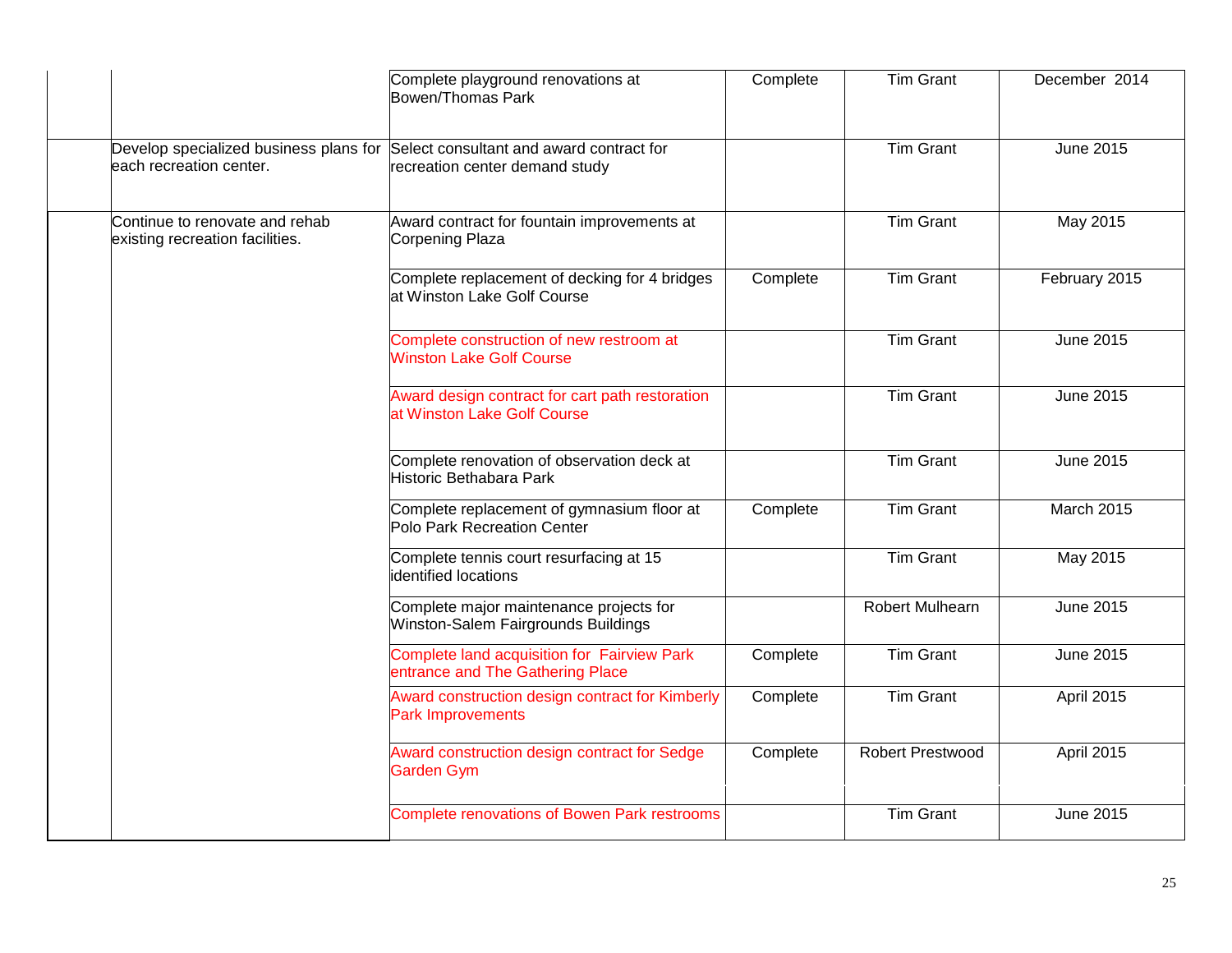| | | | | | |
|---|---|---|---|---|---|
| | | Complete playground renovations at Bowen/Thomas Park | Complete | Tim Grant | December 2014 |
| | Develop specialized business plans for each recreation center. | Select consultant and award contract for recreation center demand study | | Tim Grant | June 2015 |
| | Continue to renovate and rehab existing recreation facilities. | Award contract for fountain improvements at Corpening Plaza | | Tim Grant | May 2015 |
| | | Complete replacement of decking for 4 bridges at Winston Lake Golf Course | Complete | Tim Grant | February 2015 |
| | | Complete construction of new restroom at Winston Lake Golf Course | | Tim Grant | June 2015 |
| | | Award design contract for cart path restoration at Winston Lake Golf Course | | Tim Grant | June 2015 |
| | | Complete renovation of observation deck at Historic Bethabara Park | | Tim Grant | June 2015 |
| | | Complete replacement of gymnasium floor at Polo Park Recreation Center | Complete | Tim Grant | March 2015 |
| | | Complete tennis court resurfacing at 15 identified locations | | Tim Grant | May 2015 |
| | | Complete major maintenance projects for Winston-Salem Fairgrounds Buildings | | Robert Mulhearn | June 2015 |
| | | Complete land acquisition for Fairview Park entrance and The Gathering Place | Complete | Tim Grant | June 2015 |
| | | Award construction design contract for Kimberly Park Improvements | Complete | Tim Grant | April 2015 |
| | | Award construction design contract for Sedge Garden Gym | Complete | Robert Prestwood | April 2015 |
| | | Complete renovations of Bowen Park restrooms | | Tim Grant | June 2015 |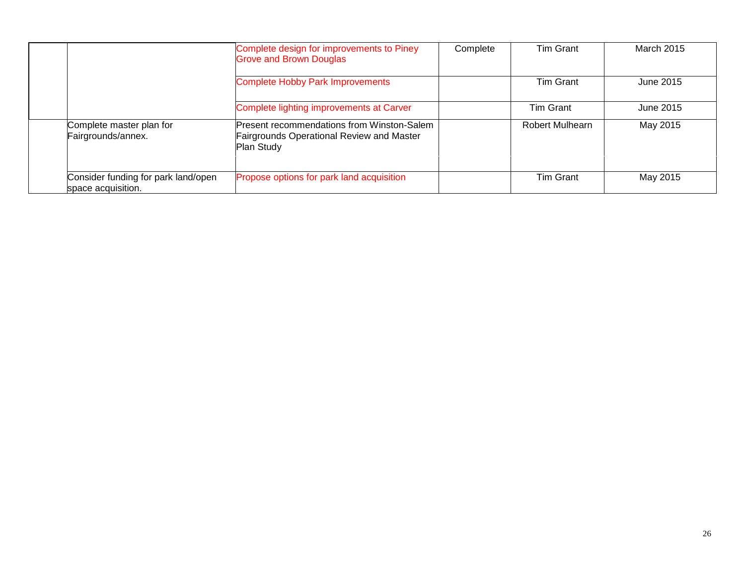| | | | | | |
|---|---|---|---|---|---|
| | | Complete design for improvements to Piney Grove and Brown Douglas | Complete | Tim Grant | March 2015 |
| | | Complete Hobby Park Improvements | | Tim Grant | June 2015 |
| | | Complete lighting improvements at Carver | | Tim Grant | June 2015 |
| | Complete master plan for Fairgrounds/annex. | Present recommendations from Winston-Salem Fairgrounds Operational Review and Master Plan Study | | Robert Mulhearn | May 2015 |
| | | | | | |
| | Consider funding for park land/open space acquisition. | Propose options for park land acquisition | | Tim Grant | May 2015 |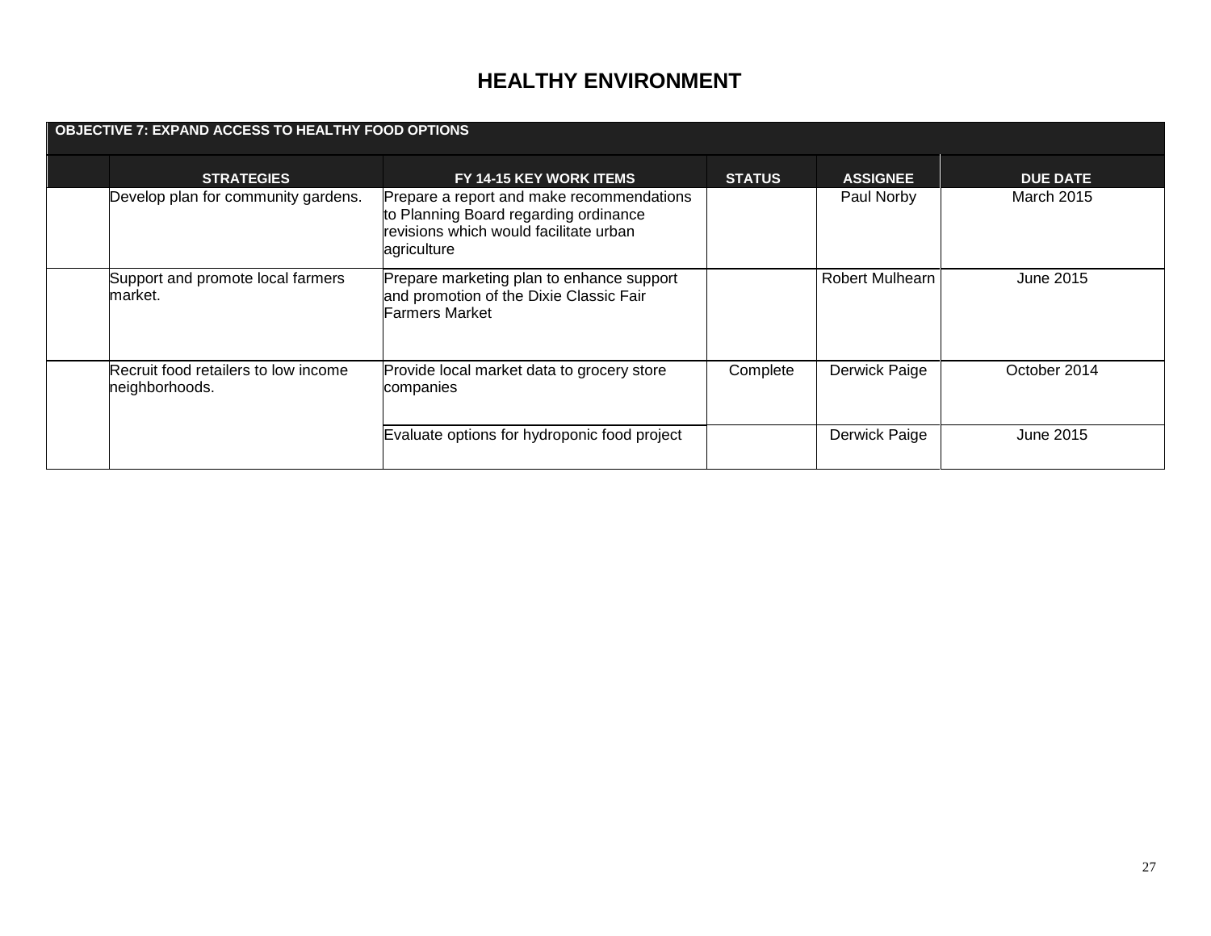# HEALTHY ENVIRONMENT

| OBJECTIVE 7: EXPAND ACCESS TO HEALTHY FOOD OPTIONS | | | | | |
|---|---|---|---|---|---|
| | **STRATEGIES** | **FY 14-15 KEY WORK ITEMS** | **STATUS** | **ASSIGNEE** | **DUE DATE** |
| | Develop plan for community gardens. | Prepare a report and make recommendations to Planning Board regarding ordinance revisions which would facilitate urban agriculture | | Paul Norby | March 2015 |
| | Support and promote local farmers market. | Prepare marketing plan to enhance support and promotion of the Dixie Classic Fair Farmers Market | | Robert Mulhearn | June 2015 |
| | Recruit food retailers to low income neighborhoods. | Provide local market data to grocery store companies | Complete | Derwick Paige | October 2014 |
| | | Evaluate options for hydroponic food project | | Derwick Paige | June 2015 |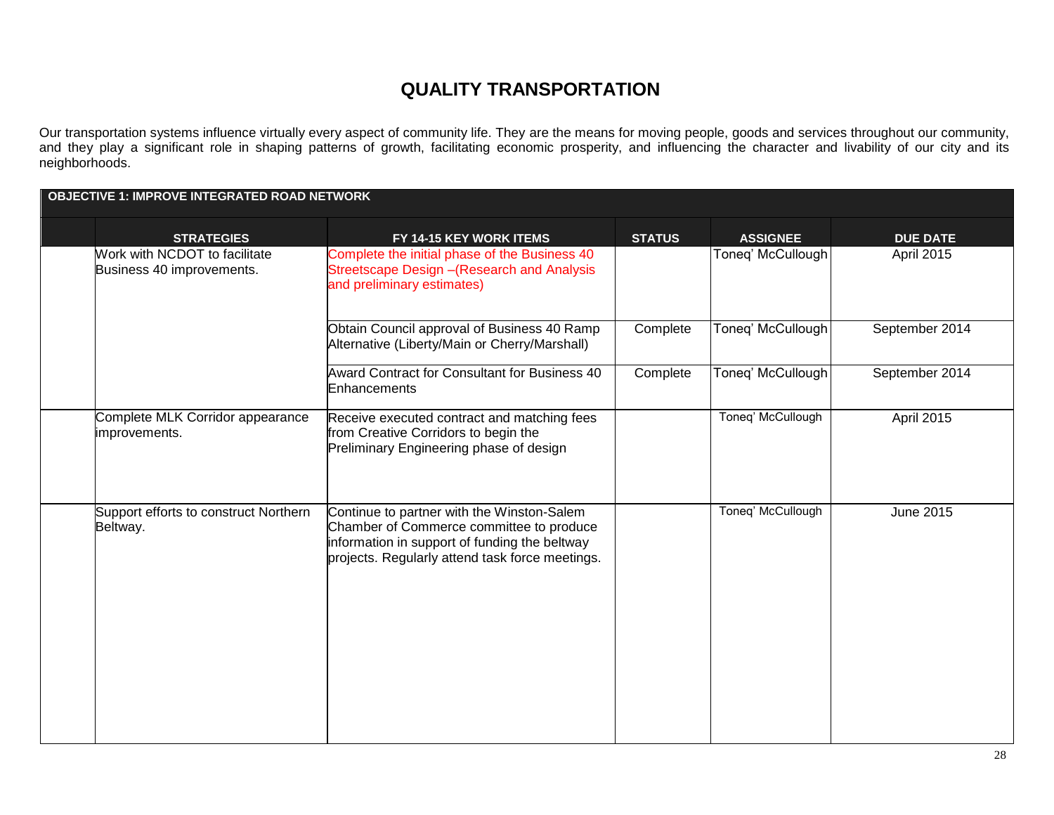# QUALITY TRANSPORTATION

Our transportation systems influence virtually every aspect of community life. They are the means for moving people, goods and services throughout our community, and they play a significant role in shaping patterns of growth, facilitating economic prosperity, and influencing the character and livability of our city and its neighborhoods.

**OBJECTIVE 1: IMPROVE INTEGRATED ROAD NETWORK**

| | STRATEGIES | FY 14-15 KEY WORK ITEMS | STATUS | ASSIGNEE | DUE DATE |
|---|---|---|---|---|---|
| | Work with NCDOT to facilitate Business 40 improvements. | Complete the initial phase of the Business 40 Streetscape Design –(Research and Analysis and preliminary estimates) | | Toneq' McCullough | April 2015 |
| | | Obtain Council approval of Business 40 Ramp Alternative (Liberty/Main or Cherry/Marshall) | Complete | Toneq' McCullough | September 2014 |
| | | Award Contract for Consultant for Business 40 Enhancements | Complete | Toneq' McCullough | September 2014 |
| | Complete MLK Corridor appearance improvements. | Receive executed contract and matching fees from Creative Corridors to begin the Preliminary Engineering phase of design | | Toneq' McCullough | April 2015 |
| | Support efforts to construct Northern Beltway. | Continue to partner with the Winston-Salem Chamber of Commerce committee to produce information in support of funding the beltway projects. Regularly attend task force meetings. | | Toneq' McCullough | June 2015 |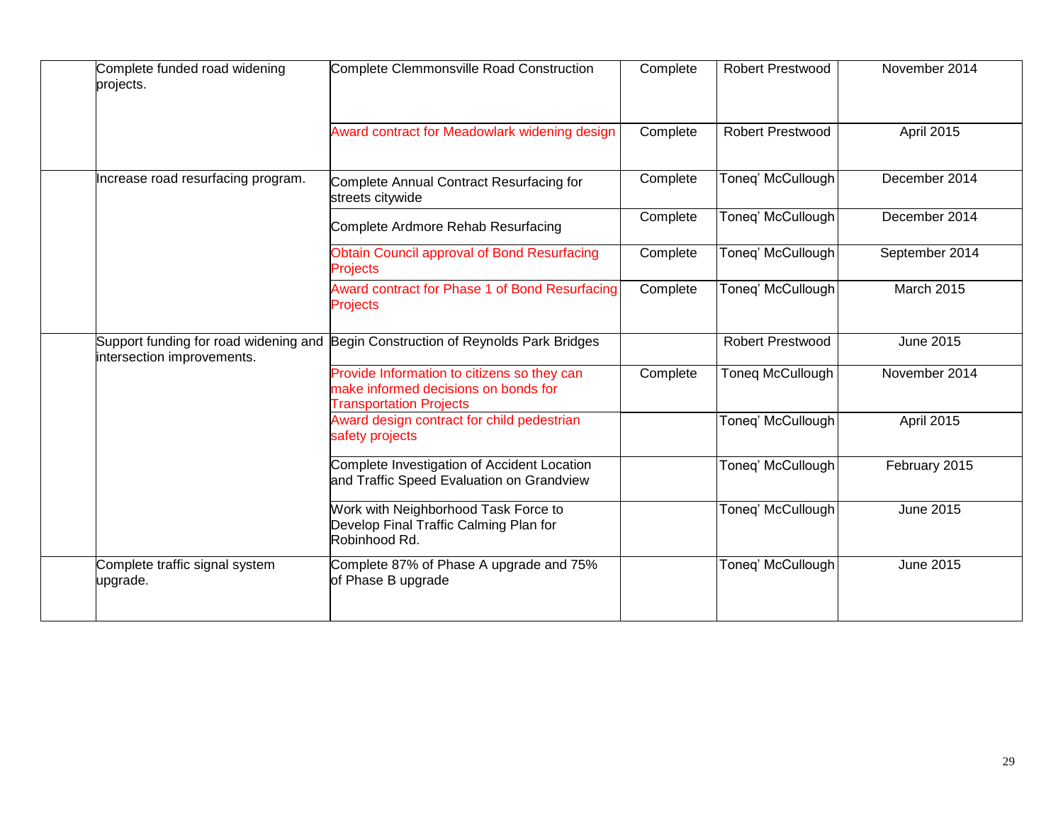| | | | | | |
|---|---|---|---|---|---|
| | Complete funded road widening projects. | Complete Clemmonsville Road Construction | Complete | Robert Prestwood | November 2014 |
| | | Award contract for Meadowlark widening design | Complete | Robert Prestwood | April 2015 |
| | Increase road resurfacing program. | Complete Annual Contract Resurfacing for streets citywide | Complete | Toneq' McCullough | December 2014 |
| | | Complete Ardmore Rehab Resurfacing | Complete | Toneq' McCullough | December 2014 |
| | | Obtain Council approval of Bond Resurfacing Projects | Complete | Toneq' McCullough | September 2014 |
| | | Award contract for Phase 1 of Bond Resurfacing Projects | Complete | Toneq' McCullough | March 2015 |
| | Support funding for road widening and intersection improvements. | Begin Construction of Reynolds Park Bridges | | Robert Prestwood | June 2015 |
| | | Provide Information to citizens so they can make informed decisions on bonds for Transportation Projects | Complete | Toneq McCullough | November 2014 |
| | | Award design contract for child pedestrian safety projects | | Toneq' McCullough | April 2015 |
| | | Complete Investigation of Accident Location and Traffic Speed Evaluation on Grandview | | Toneq' McCullough | February 2015 |
| | | Work with Neighborhood Task Force to Develop Final Traffic Calming Plan for Robinhood Rd. | | Toneq' McCullough | June 2015 |
| | Complete traffic signal system upgrade. | Complete 87% of Phase A upgrade and 75% of Phase B upgrade | | Toneq' McCullough | June 2015 |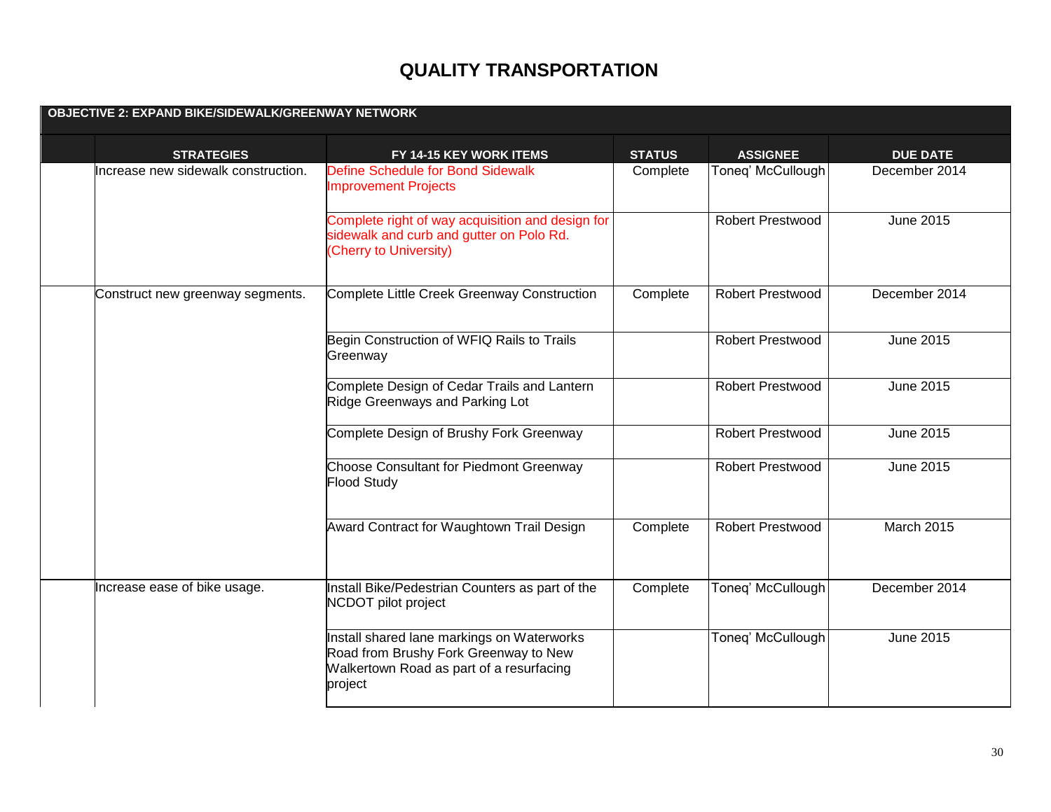# QUALITY TRANSPORTATION

| OBJECTIVE 2: EXPAND BIKE/SIDEWALK/GREENWAY NETWORK | | | | | |
|---|---|---|---|---|---|
| | **STRATEGIES** | **FY 14-15 KEY WORK ITEMS** | **STATUS** | **ASSIGNEE** | **DUE DATE** |
| | Increase new sidewalk construction. | Define Schedule for Bond Sidewalk Improvement Projects | Complete | Toneq' McCullough | December 2014 |
| | | Complete right of way acquisition and design for sidewalk and curb and gutter on Polo Rd. (Cherry to University) | | Robert Prestwood | June 2015 |
| | Construct new greenway segments. | Complete Little Creek Greenway Construction | Complete | Robert Prestwood | December 2014 |
| | | Begin Construction of WFIQ Rails to Trails Greenway | | Robert Prestwood | June 2015 |
| | | Complete Design of Cedar Trails and Lantern Ridge Greenways and Parking Lot | | Robert Prestwood | June 2015 |
| | | Complete Design of Brushy Fork Greenway | | Robert Prestwood | June 2015 |
| | | Choose Consultant for Piedmont Greenway Flood Study | | Robert Prestwood | June 2015 |
| | | Award Contract for Waughtown Trail Design | Complete | Robert Prestwood | March 2015 |
| | Increase ease of bike usage. | Install Bike/Pedestrian Counters as part of the NCDOT pilot project | Complete | Toneq' McCullough | December 2014 |
| | | Install shared lane markings on Waterworks Road from Brushy Fork Greenway to New Walkertown Road as part of a resurfacing project | | Toneq' McCullough | June 2015 |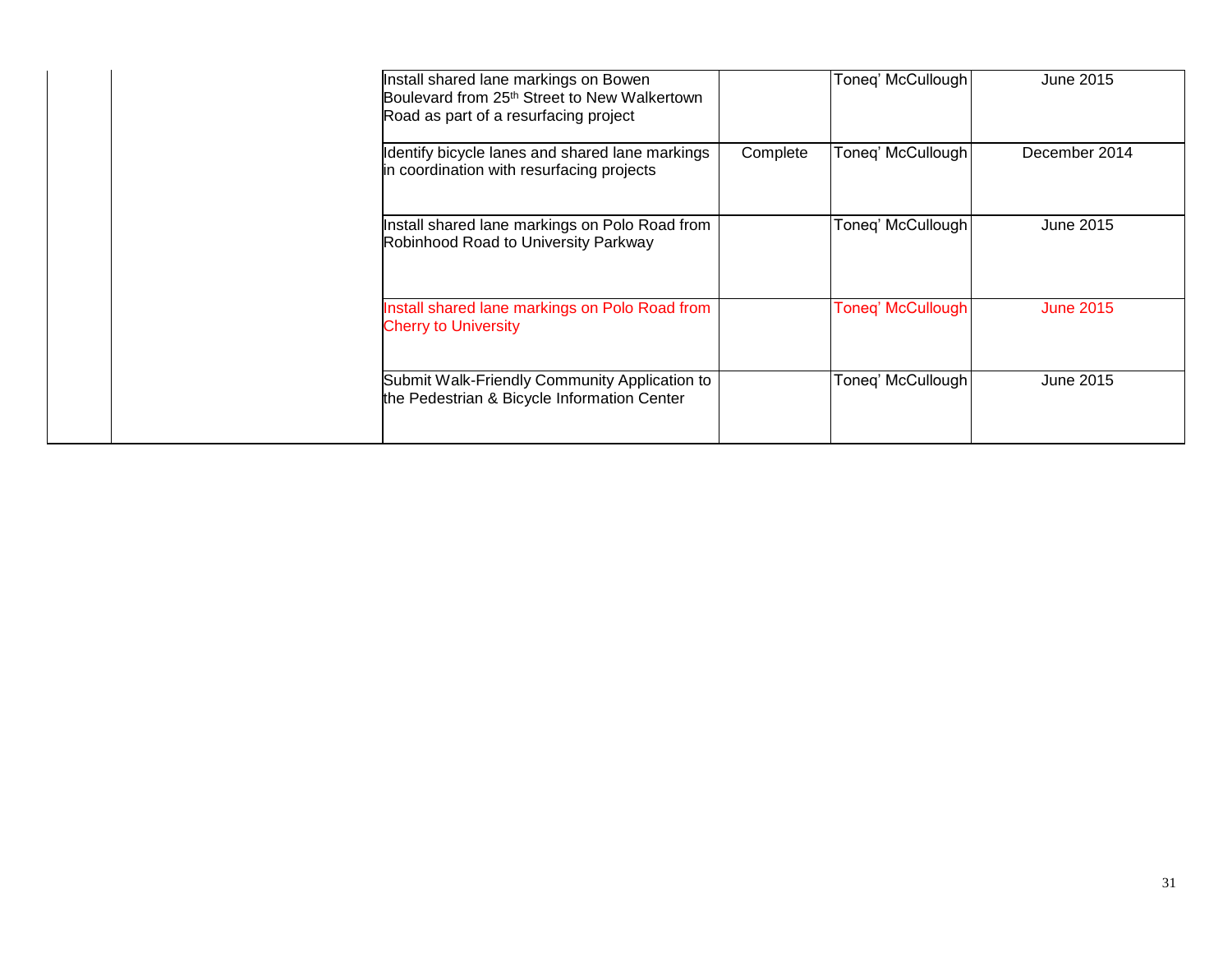| | | | | | |
|---|---|---|---|---|---|
| | | Install shared lane markings on Bowen Boulevard from 25th Street to New Walkertown Road as part of a resurfacing project | | Toneq' McCullough | June 2015 |
| | | Identify bicycle lanes and shared lane markings in coordination with resurfacing projects | Complete | Toneq' McCullough | December 2014 |
| | | Install shared lane markings on Polo Road from Robinhood Road to University Parkway | | Toneq' McCullough | June 2015 |
| | | Install shared lane markings on Polo Road from Cherry to University | | Toneq' McCullough | June 2015 |
| | | Submit Walk-Friendly Community Application to the Pedestrian & Bicycle Information Center | | Toneq' McCullough | June 2015 |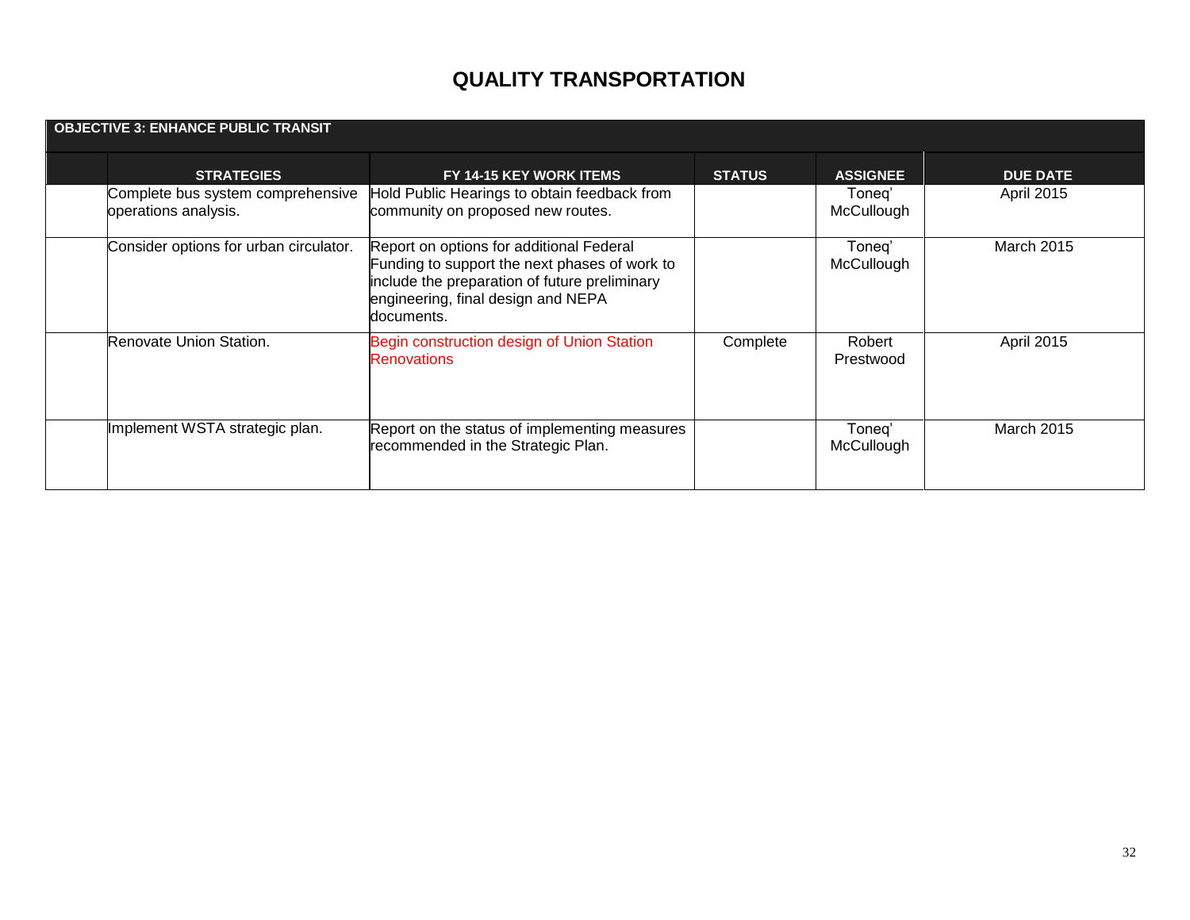# QUALITY TRANSPORTATION

| OBJECTIVE 3: ENHANCE PUBLIC TRANSIT | | | | | |
|---|---|---|---|---|---|
| | **STRATEGIES** | **FY 14-15 KEY WORK ITEMS** | **STATUS** | **ASSIGNEE** | **DUE DATE** |
| | Complete bus system comprehensive operations analysis. | Hold Public Hearings to obtain feedback from community on proposed new routes. | | Toneq' McCullough | April 2015 |
| | Consider options for urban circulator. | Report on options for additional Federal Funding to support the next phases of work to include the preparation of future preliminary engineering, final design and NEPA documents. | | Toneq' McCullough | March 2015 |
| | Renovate Union Station. | Begin construction design of Union Station Renovations | Complete | Robert Prestwood | April 2015 |
| | Implement WSTA strategic plan. | Report on the status of implementing measures recommended in the Strategic Plan. | | Toneq' McCullough | March 2015 |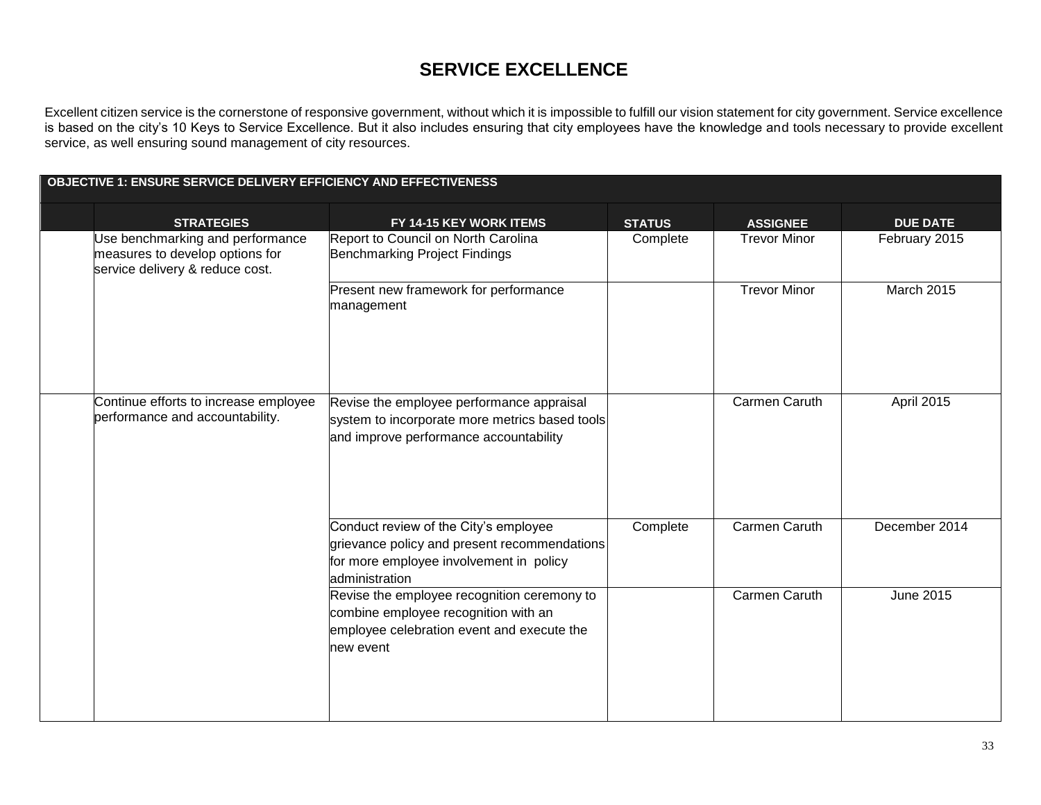# SERVICE EXCELLENCE

Excellent citizen service is the cornerstone of responsive government, without which it is impossible to fulfill our vision statement for city government. Service excellence is based on the city's 10 Keys to Service Excellence. But it also includes ensuring that city employees have the knowledge and tools necessary to provide excellent service, as well ensuring sound management of city resources.

| OBJECTIVE 1: ENSURE SERVICE DELIVERY EFFICIENCY AND EFFECTIVENESS | | | | | |
|---|---|---|---|---|---|
| | **STRATEGIES** | **FY 14-15 KEY WORK ITEMS** | **STATUS** | **ASSIGNEE** | **DUE DATE** |
| | Use benchmarking and performance measures to develop options for service delivery & reduce cost. | Report to Council on North Carolina Benchmarking Project Findings | Complete | Trevor Minor | February 2015 |
| | | Present new framework for performance management | | Trevor Minor | March 2015 |
| | Continue efforts to increase employee performance and accountability. | Revise the employee performance appraisal system to incorporate more metrics based tools and improve performance accountability | | Carmen Caruth | April 2015 |
| | | Conduct review of the City's employee grievance policy and present recommendations for more employee involvement in policy administration | Complete | Carmen Caruth | December 2014 |
| | | Revise the employee recognition ceremony to combine employee recognition with an employee celebration event and execute the new event | | Carmen Caruth | June 2015 |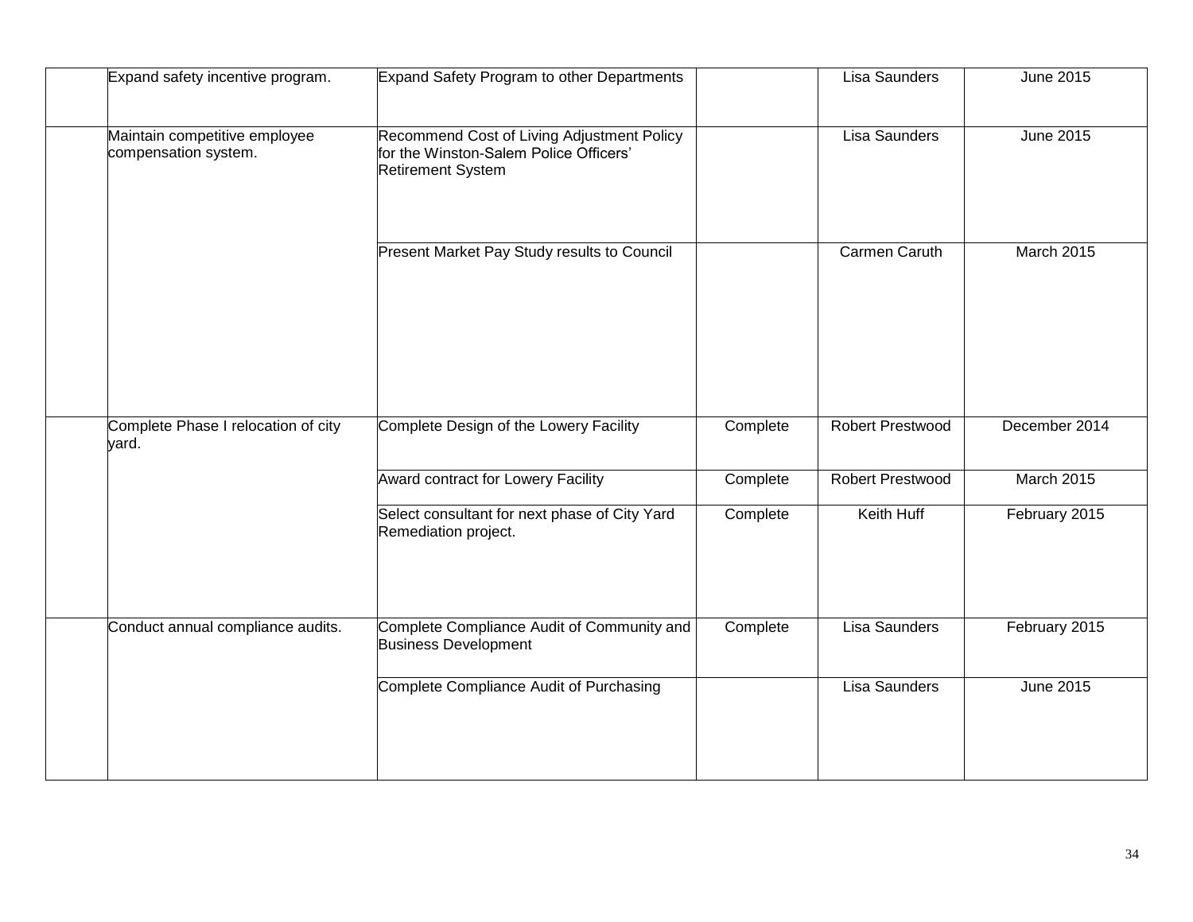| | | | | | |
|---|---|---|---|---|---|
| | Expand safety incentive program. | Expand Safety Program to other Departments | | Lisa Saunders | June 2015 |
| | Maintain competitive employee compensation system. | Recommend Cost of Living Adjustment Policy for the Winston-Salem Police Officers' Retirement System | | Lisa Saunders | June 2015 |
| | | Present Market Pay Study results to Council | | Carmen Caruth | March 2015 |
| | Complete Phase I relocation of city yard. | Complete Design of the Lowery Facility | Complete | Robert Prestwood | December 2014 |
| | | Award contract for Lowery Facility | Complete | Robert Prestwood | March 2015 |
| | | Select consultant for next phase of City Yard Remediation project. | Complete | Keith Huff | February 2015 |
| | Conduct annual compliance audits. | Complete Compliance Audit of Community and Business Development | Complete | Lisa Saunders | February 2015 |
| | | Complete Compliance Audit of Purchasing | | Lisa Saunders | June 2015 |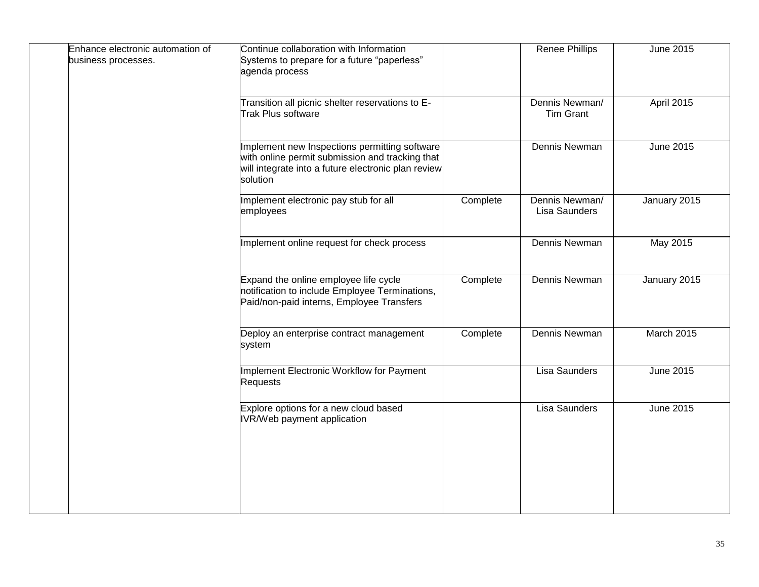| | | | | | |
|---|---|---|---|---|---|
| | Enhance electronic automation of business processes. | Continue collaboration with Information Systems to prepare for a future "paperless" agenda process | | Renee Phillips | June 2015 |
| | | Transition all picnic shelter reservations to E-Trak Plus software | | Dennis Newman/ Tim Grant | April 2015 |
| | | Implement new Inspections permitting software with online permit submission and tracking that will integrate into a future electronic plan review solution | | Dennis Newman | June 2015 |
| | | Implement electronic pay stub for all employees | Complete | Dennis Newman/ Lisa Saunders | January 2015 |
| | | Implement online request for check process | | Dennis Newman | May 2015 |
| | | Expand the online employee life cycle notification to include Employee Terminations, Paid/non-paid interns, Employee Transfers | Complete | Dennis Newman | January 2015 |
| | | Deploy an enterprise contract management system | Complete | Dennis Newman | March 2015 |
| | | Implement Electronic Workflow for Payment Requests | | Lisa Saunders | June 2015 |
| | | Explore options for a new cloud based IVR/Web payment application | | Lisa Saunders | June 2015 |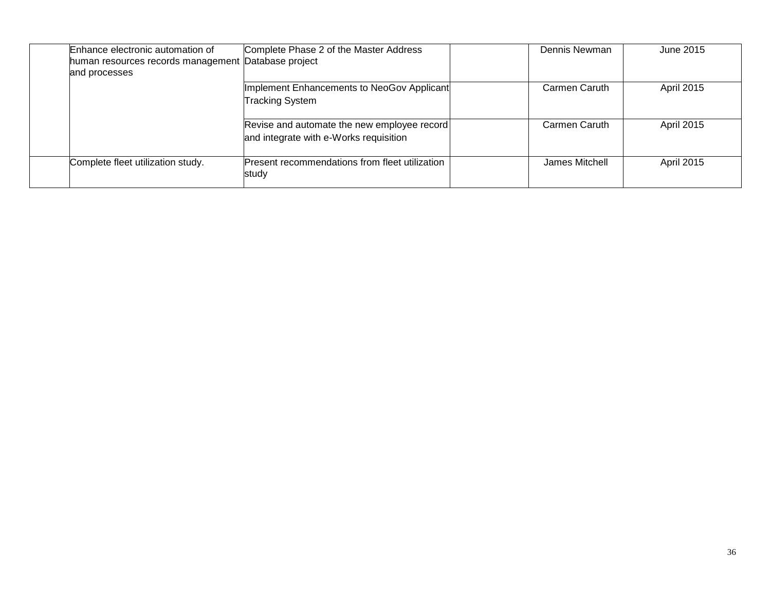| | | | | | |
|---|---|---|---|---|---|
| | Enhance electronic automation of human resources records management and processes | Complete Phase 2 of the Master Address Database project | | Dennis Newman | June 2015 |
| | | Implement Enhancements to NeoGov Applicant Tracking System | | Carmen Caruth | April 2015 |
| | | Revise and automate the new employee record and integrate with e-Works requisition | | Carmen Caruth | April 2015 |
| | Complete fleet utilization study. | Present recommendations from fleet utilization study | | James Mitchell | April 2015 |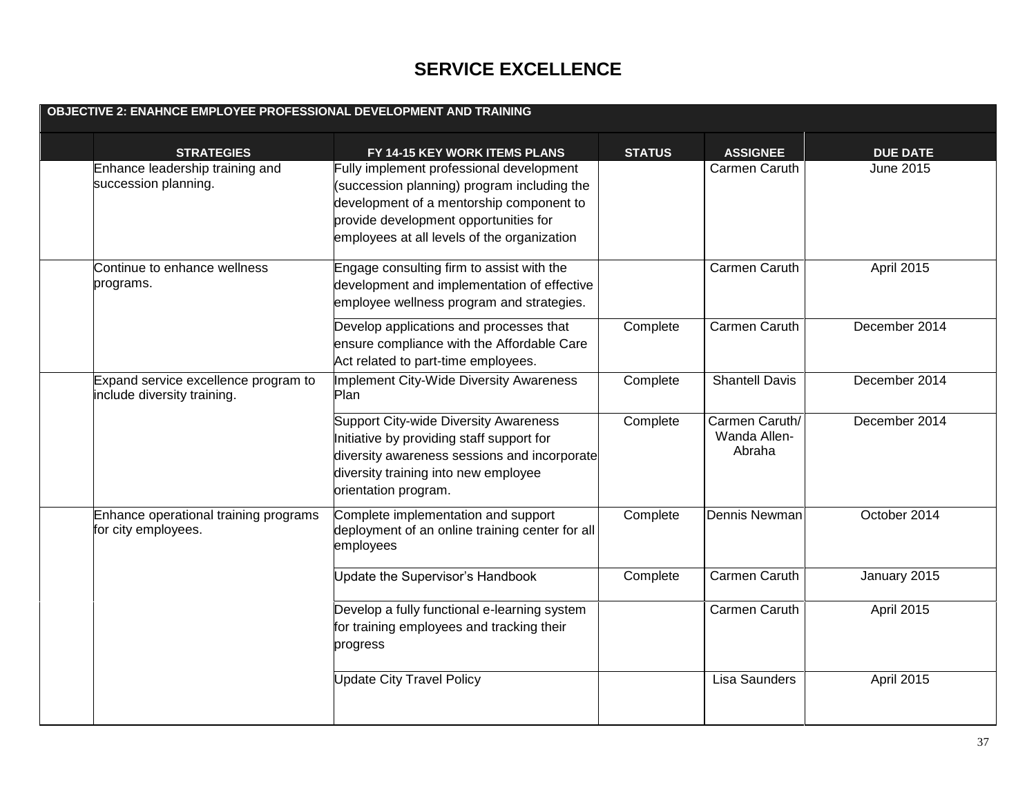# SERVICE EXCELLENCE

| OBJECTIVE 2: ENAHNCE EMPLOYEE PROFESSIONAL DEVELOPMENT AND TRAINING | | | | | |
|---|---|---|---|---|---|
| | **STRATEGIES** | **FY 14-15 KEY WORK ITEMS PLANS** | **STATUS** | **ASSIGNEE** | **DUE DATE** |
| | Enhance leadership training and succession planning. | Fully implement professional development (succession planning) program including the development of a mentorship component to provide development opportunities for employees at all levels of the organization | | Carmen Caruth | June 2015 |
| | Continue to enhance wellness programs. | Engage consulting firm to assist with the development and implementation of effective employee wellness program and strategies. | | Carmen Caruth | April 2015 |
| | | Develop applications and processes that ensure compliance with the Affordable Care Act related to part-time employees. | Complete | Carmen Caruth | December 2014 |
| | Expand service excellence program to include diversity training. | Implement City-Wide Diversity Awareness Plan | Complete | Shantell Davis | December 2014 |
| | | Support City-wide Diversity Awareness Initiative by providing staff support for diversity awareness sessions and incorporate diversity training into new employee orientation program. | Complete | Carmen Caruth/ Wanda Allen-Abraha | December 2014 |
| | Enhance operational training programs for city employees. | Complete implementation and support deployment of an online training center for all employees | Complete | Dennis Newman | October 2014 |
| | | Update the Supervisor's Handbook | Complete | Carmen Caruth | January 2015 |
| | | Develop a fully functional e-learning system for training employees and tracking their progress | | Carmen Caruth | April 2015 |
| | | Update City Travel Policy | | Lisa Saunders | April 2015 |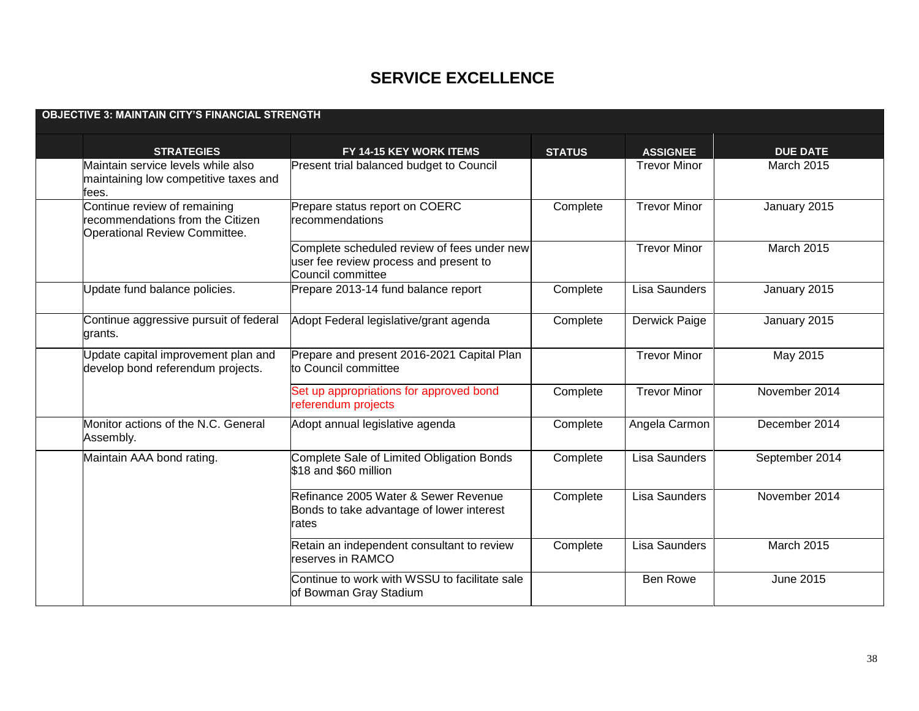# SERVICE EXCELLENCE

| OBJECTIVE 3: MAINTAIN CITY'S FINANCIAL STRENGTH | | | | | |
|---|---|---|---|---|---|
| | **STRATEGIES** | **FY 14-15 KEY WORK ITEMS** | **STATUS** | **ASSIGNEE** | **DUE DATE** |
| | Maintain service levels while also maintaining low competitive taxes and fees. | Present trial balanced budget to Council | | Trevor Minor | March 2015 |
| | Continue review of remaining recommendations from the Citizen Operational Review Committee. | Prepare status report on COERC recommendations | Complete | Trevor Minor | January 2015 |
| | | Complete scheduled review of fees under new user fee review process and present to Council committee | | Trevor Minor | March 2015 |
| | Update fund balance policies. | Prepare 2013-14 fund balance report | Complete | Lisa Saunders | January 2015 |
| | Continue aggressive pursuit of federal grants. | Adopt Federal legislative/grant agenda | Complete | Derwick Paige | January 2015 |
| | Update capital improvement plan and develop bond referendum projects. | Prepare and present 2016-2021 Capital Plan to Council committee | | Trevor Minor | May 2015 |
| | | Set up appropriations for approved bond referendum projects | Complete | Trevor Minor | November 2014 |
| | Monitor actions of the N.C. General Assembly. | Adopt annual legislative agenda | Complete | Angela Carmon | December 2014 |
| | Maintain AAA bond rating. | Complete Sale of Limited Obligation Bonds $18 and $60 million | Complete | Lisa Saunders | September 2014 |
| | | Refinance 2005 Water & Sewer Revenue Bonds to take advantage of lower interest rates | Complete | Lisa Saunders | November 2014 |
| | | Retain an independent consultant to review reserves in RAMCO | Complete | Lisa Saunders | March 2015 |
| | | Continue to work with WSSU to facilitate sale of Bowman Gray Stadium | | Ben Rowe | June 2015 |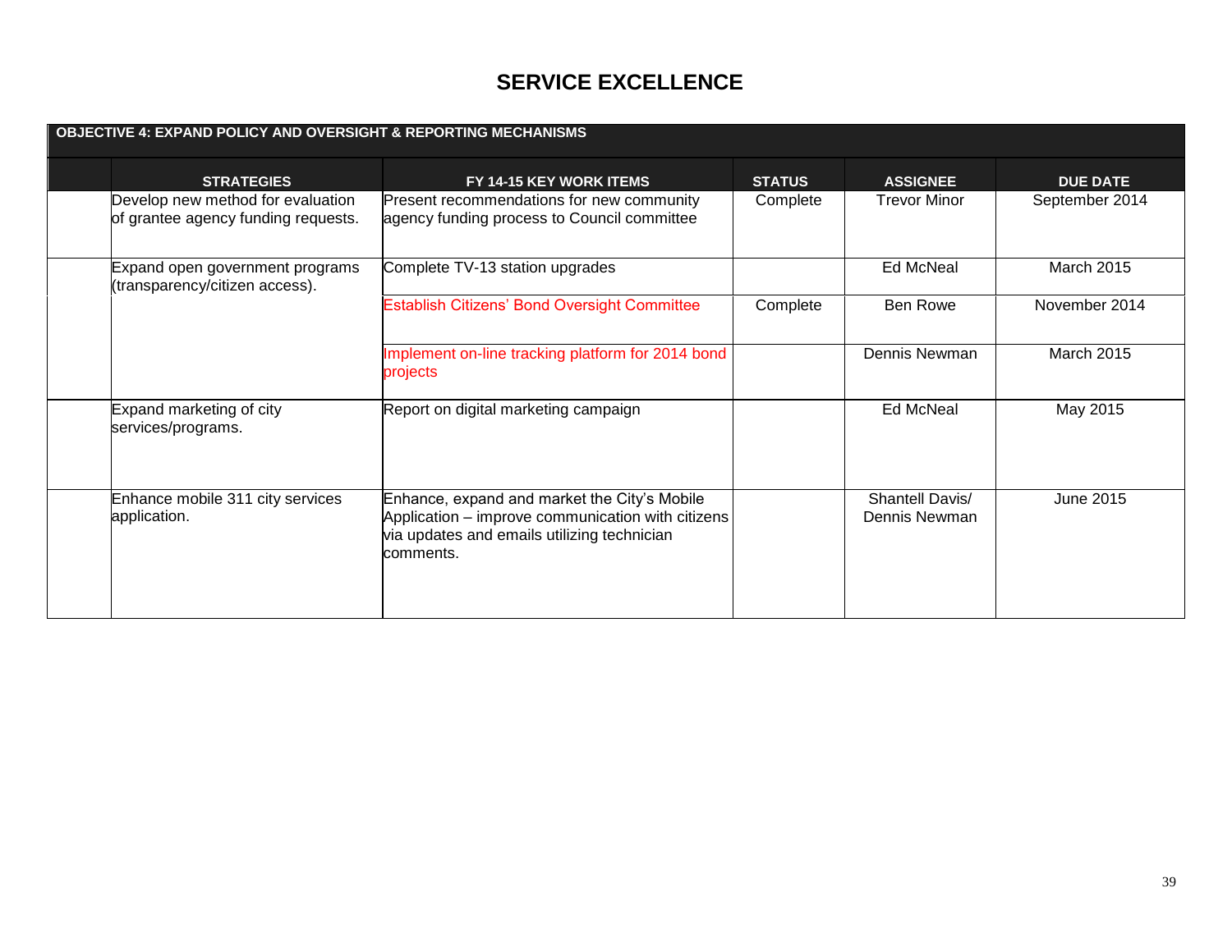# SERVICE EXCELLENCE

| OBJECTIVE 4: EXPAND POLICY AND OVERSIGHT & REPORTING MECHANISMS | | | | | |
|---|---|---|---|---|---|
| | **STRATEGIES** | **FY 14-15 KEY WORK ITEMS** | **STATUS** | **ASSIGNEE** | **DUE DATE** |
| | Develop new method for evaluation of grantee agency funding requests. | Present recommendations for new community agency funding process to Council committee | Complete | Trevor Minor | September 2014 |
| | Expand open government programs (transparency/citizen access). | Complete TV-13 station upgrades | | Ed McNeal | March 2015 |
| | | Establish Citizens' Bond Oversight Committee | Complete | Ben Rowe | November 2014 |
| | | Implement on-line tracking platform for 2014 bond projects | | Dennis Newman | March 2015 |
| | Expand marketing of city services/programs. | Report on digital marketing campaign | | Ed McNeal | May 2015 |
| | Enhance mobile 311 city services application. | Enhance, expand and market the City's Mobile Application – improve communication with citizens via updates and emails utilizing technician comments. | | Shantell Davis/ Dennis Newman | June 2015 |